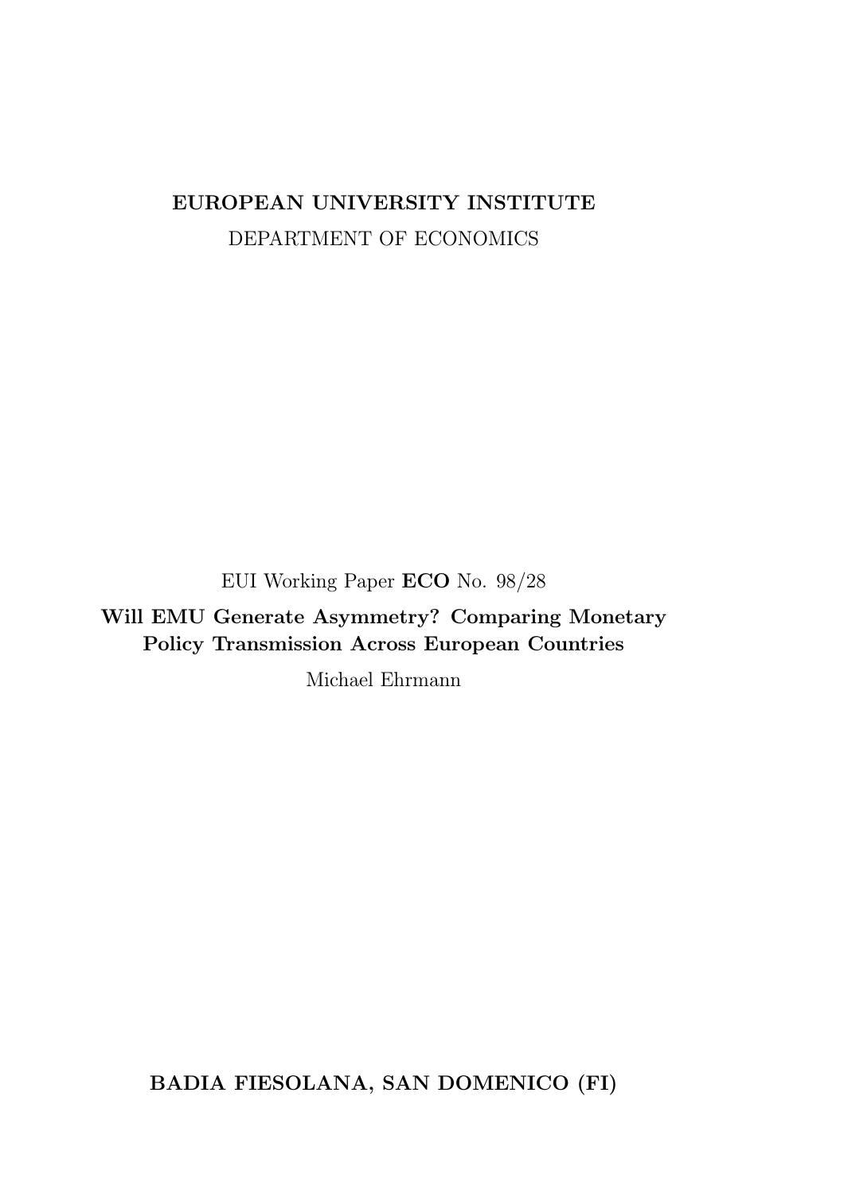**EUROPEAN UNIVERSITY INSTITUTE**

DEPARTMENT OF ECONOMICS

EUI Working Paper **ECO** No. 98/28

# Will EMU Generate Asymmetry? Comparing Monetary Policy Transmission Across European Countries

Michael Ehrmann

**BADIA FIESOLANA, SAN DOMENICO (FI)**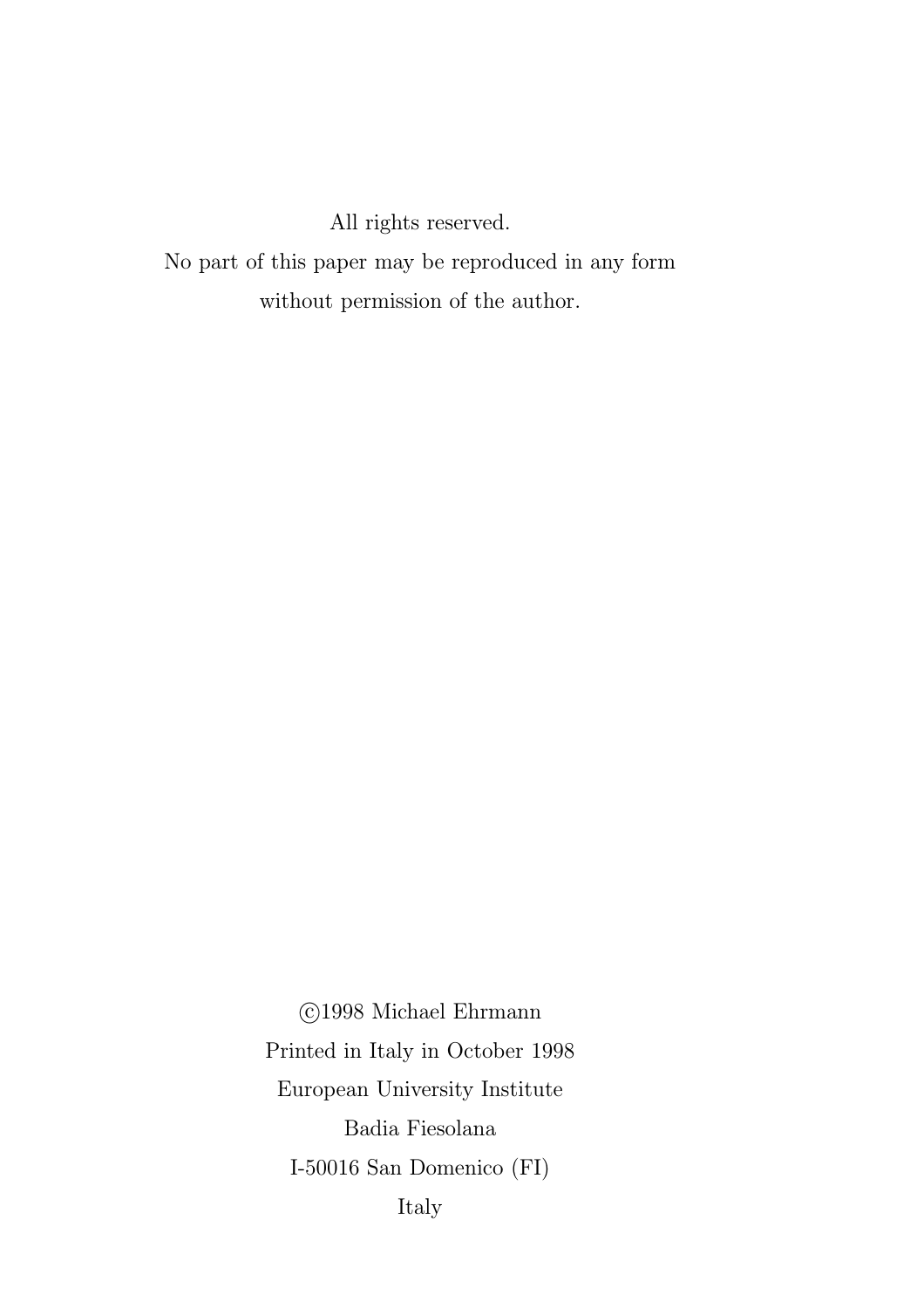All rights reserved.

No part of this paper may be reproduced in any form

without permission of the author.

©1998 Michael Ehrmann

Printed in Italy in October 1998

European University Institute

Badia Fiesolana

I-50016 San Domenico (FI)

Italy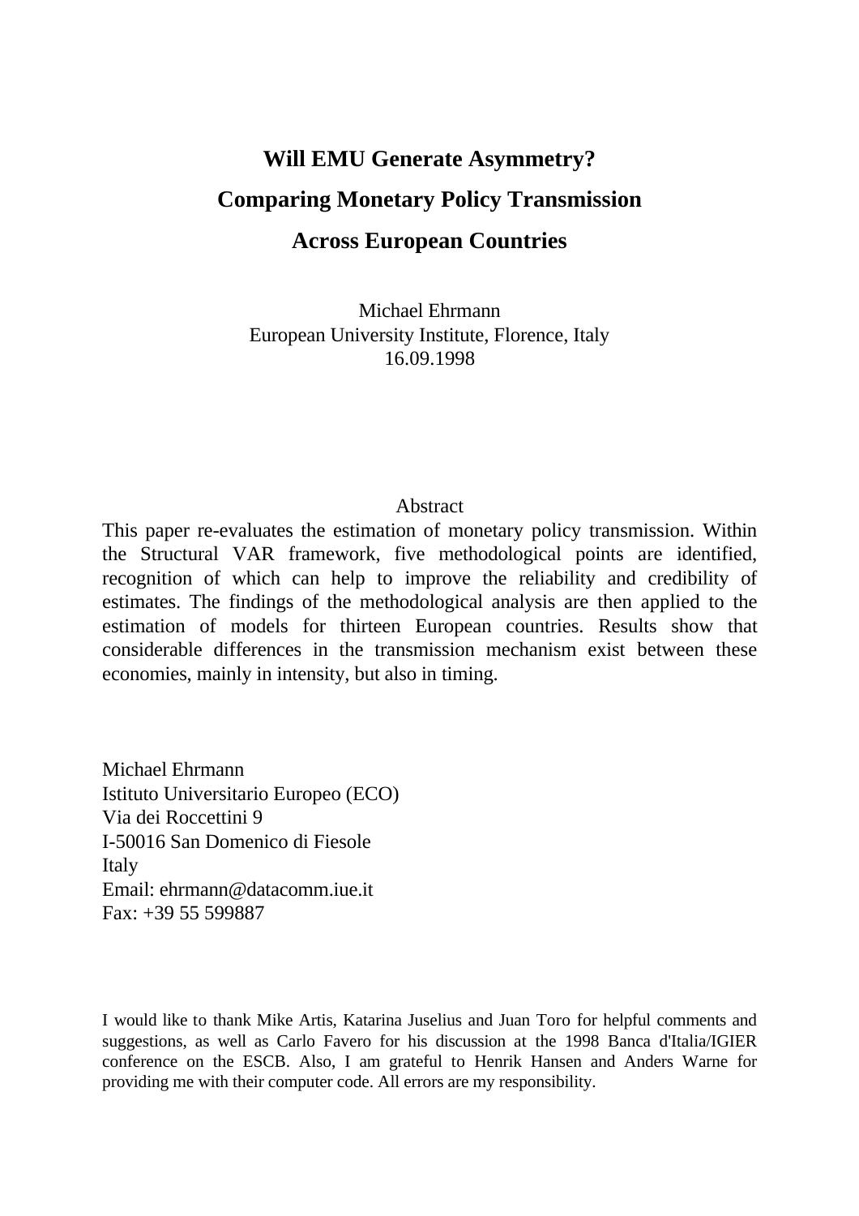# Will EMU Generate Asymmetry?

# Comparing Monetary Policy Transmission

# Across European Countries

Michael Ehrmann
European University Institute, Florence, Italy
16.09.1998

Abstract

This paper re-evaluates the estimation of monetary policy transmission. Within the Structural VAR framework, five methodological points are identified, recognition of which can help to improve the reliability and credibility of estimates. The findings of the methodological analysis are then applied to the estimation of models for thirteen European countries. Results show that considerable differences in the transmission mechanism exist between these economies, mainly in intensity, but also in timing.

Michael Ehrmann
Istituto Universitario Europeo (ECO)
Via dei Roccettini 9
I-50016 San Domenico di Fiesole
Italy
Email: ehrmann@datacomm.iue.it
Fax: +39 55 599887

I would like to thank Mike Artis, Katarina Juselius and Juan Toro for helpful comments and suggestions, as well as Carlo Favero for his discussion at the 1998 Banca d'Italia/IGIER conference on the ESCB. Also, I am grateful to Henrik Hansen and Anders Warne for providing me with their computer code. All errors are my responsibility.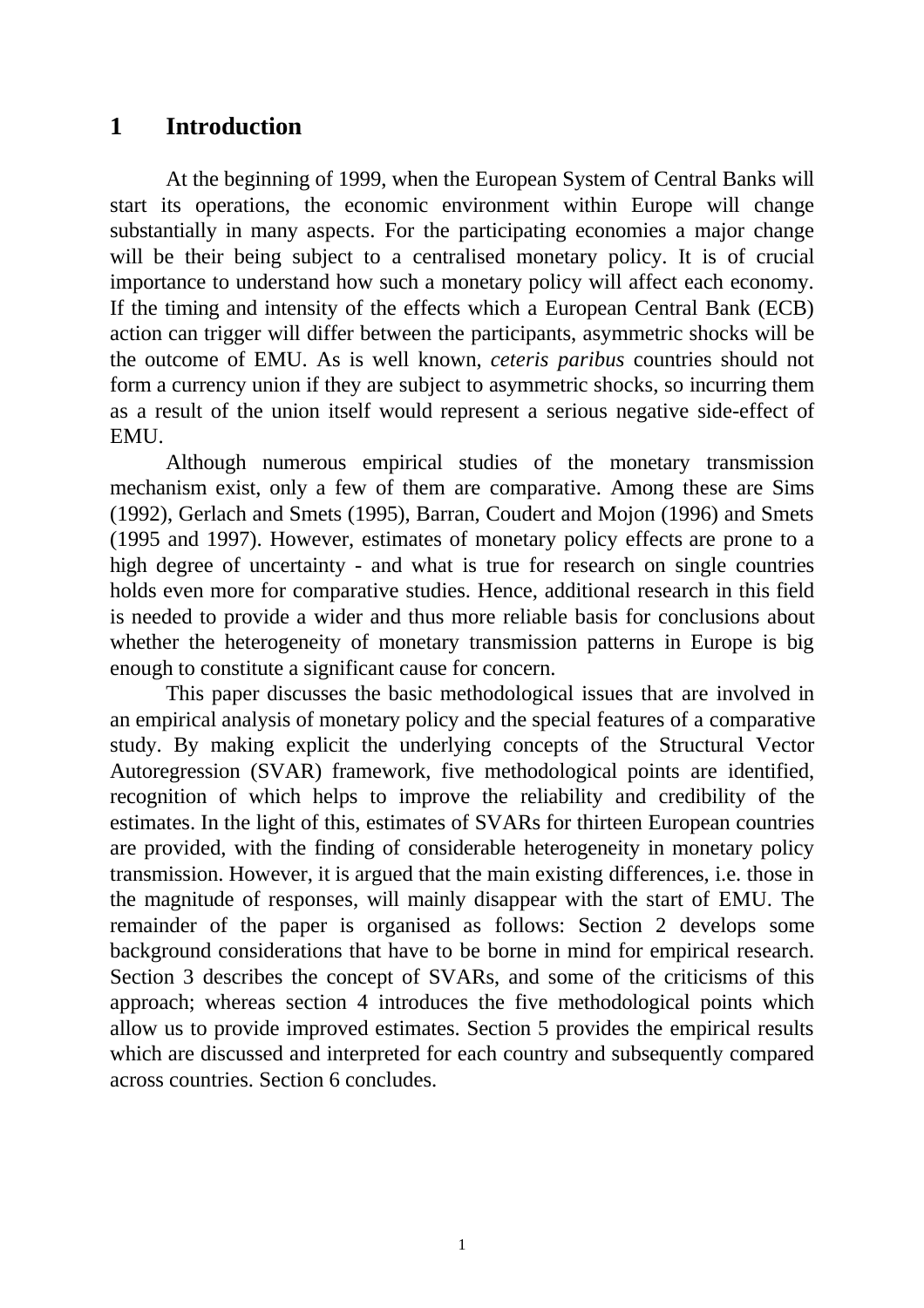# 1 Introduction

At the beginning of 1999, when the European System of Central Banks will start its operations, the economic environment within Europe will change substantially in many aspects. For the participating economies a major change will be their being subject to a centralised monetary policy. It is of crucial importance to understand how such a monetary policy will affect each economy. If the timing and intensity of the effects which a European Central Bank (ECB) action can trigger will differ between the participants, asymmetric shocks will be the outcome of EMU. As is well known, *ceteris paribus* countries should not form a currency union if they are subject to asymmetric shocks, so incurring them as a result of the union itself would represent a serious negative side-effect of EMU.

Although numerous empirical studies of the monetary transmission mechanism exist, only a few of them are comparative. Among these are Sims (1992), Gerlach and Smets (1995), Barran, Coudert and Mojon (1996) and Smets (1995 and 1997). However, estimates of monetary policy effects are prone to a high degree of uncertainty - and what is true for research on single countries holds even more for comparative studies. Hence, additional research in this field is needed to provide a wider and thus more reliable basis for conclusions about whether the heterogeneity of monetary transmission patterns in Europe is big enough to constitute a significant cause for concern.

This paper discusses the basic methodological issues that are involved in an empirical analysis of monetary policy and the special features of a comparative study. By making explicit the underlying concepts of the Structural Vector Autoregression (SVAR) framework, five methodological points are identified, recognition of which helps to improve the reliability and credibility of the estimates. In the light of this, estimates of SVARs for thirteen European countries are provided, with the finding of considerable heterogeneity in monetary policy transmission. However, it is argued that the main existing differences, i.e. those in the magnitude of responses, will mainly disappear with the start of EMU. The remainder of the paper is organised as follows: Section 2 develops some background considerations that have to be borne in mind for empirical research. Section 3 describes the concept of SVARs, and some of the criticisms of this approach; whereas section 4 introduces the five methodological points which allow us to provide improved estimates. Section 5 provides the empirical results which are discussed and interpreted for each country and subsequently compared across countries. Section 6 concludes.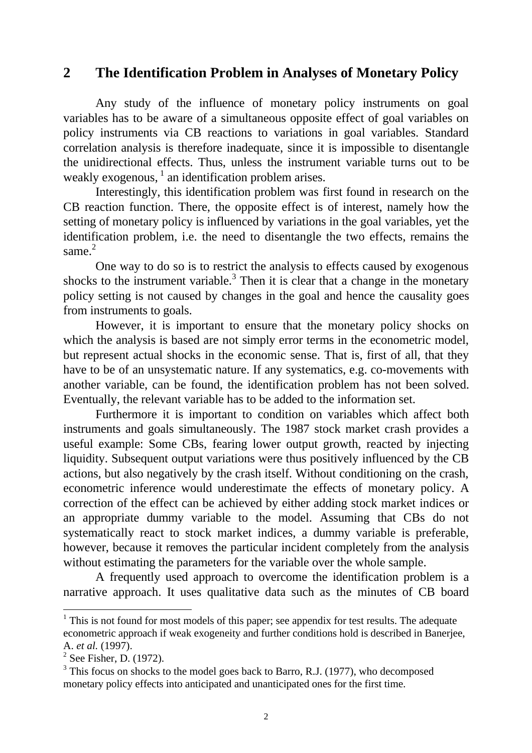## 2 The Identification Problem in Analyses of Monetary Policy

Any study of the influence of monetary policy instruments on goal variables has to be aware of a simultaneous opposite effect of goal variables on policy instruments via CB reactions to variations in goal variables. Standard correlation analysis is therefore inadequate, since it is impossible to disentangle the unidirectional effects. Thus, unless the instrument variable turns out to be weakly exogenous, [1] an identification problem arises.

Interestingly, this identification problem was first found in research on the CB reaction function. There, the opposite effect is of interest, namely how the setting of monetary policy is influenced by variations in the goal variables, yet the identification problem, i.e. the need to disentangle the two effects, remains the same.[2]

One way to do so is to restrict the analysis to effects caused by exogenous shocks to the instrument variable.[3] Then it is clear that a change in the monetary policy setting is not caused by changes in the goal and hence the causality goes from instruments to goals.

However, it is important to ensure that the monetary policy shocks on which the analysis is based are not simply error terms in the econometric model, but represent actual shocks in the economic sense. That is, first of all, that they have to be of an unsystematic nature. If any systematics, e.g. co-movements with another variable, can be found, the identification problem has not been solved. Eventually, the relevant variable has to be added to the information set.

Furthermore it is important to condition on variables which affect both instruments and goals simultaneously. The 1987 stock market crash provides a useful example: Some CBs, fearing lower output growth, reacted by injecting liquidity. Subsequent output variations were thus positively influenced by the CB actions, but also negatively by the crash itself. Without conditioning on the crash, econometric inference would underestimate the effects of monetary policy. A correction of the effect can be achieved by either adding stock market indices or an appropriate dummy variable to the model. Assuming that CBs do not systematically react to stock market indices, a dummy variable is preferable, however, because it removes the particular incident completely from the analysis without estimating the parameters for the variable over the whole sample.

A frequently used approach to overcome the identification problem is a narrative approach. It uses qualitative data such as the minutes of CB board

---

[1] This is not found for most models of this paper; see appendix for test results. The adequate econometric approach if weak exogeneity and further conditions hold is described in Banerjee, A. *et al.* (1997).

[2] See Fisher, D. (1972).

[3] This focus on shocks to the model goes back to Barro, R.J. (1977), who decomposed monetary policy effects into anticipated and unanticipated ones for the first time.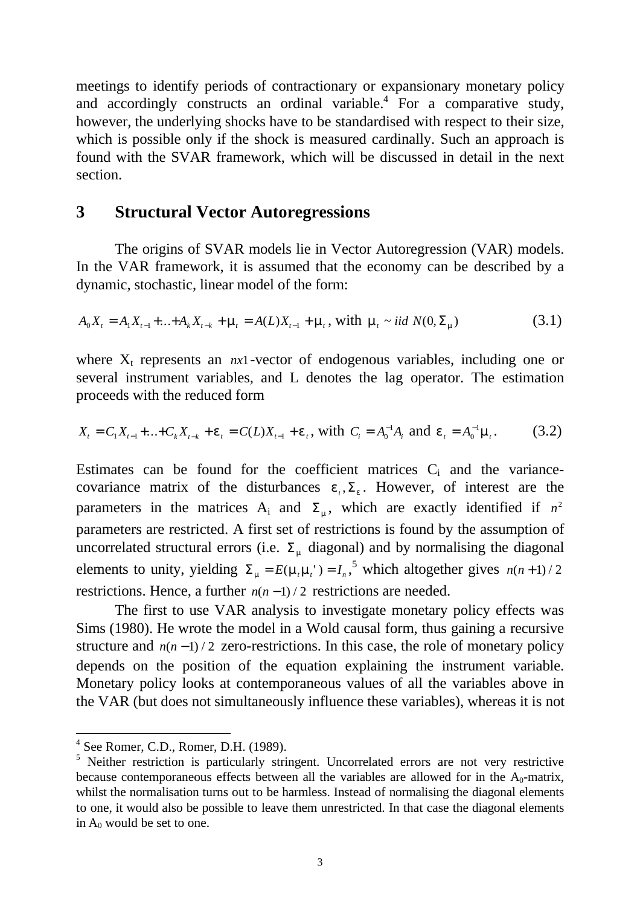meetings to identify periods of contractionary or expansionary monetary policy and accordingly constructs an ordinal variable.[4] For a comparative study, however, the underlying shocks have to be standardised with respect to their size, which is possible only if the shock is measured cardinally. Such an approach is found with the SVAR framework, which will be discussed in detail in the next section.

## 3 Structural Vector Autoregressions

The origins of SVAR models lie in Vector Autoregression (VAR) models. In the VAR framework, it is assumed that the economy can be described by a dynamic, stochastic, linear model of the form:

$$A_0 X_t = A_1 X_{t-1} + \ldots + A_k X_{t-k} + \mu_t = A(L) X_{t-1} + \mu_t \text{, with } \mu_t \sim iid\ N(0, \Sigma_\mu) \qquad (3.1)$$

where $X_t$ represents an $nx1$-vector of endogenous variables, including one or several instrument variables, and L denotes the lag operator. The estimation proceeds with the reduced form

$$X_t = C_1 X_{t-1} + \ldots + C_k X_{t-k} + \varepsilon_t = C(L) X_{t-1} + \varepsilon_t \text{, with } C_i = A_0^{-1} A_i \text{ and } \varepsilon_t = A_0^{-1} \mu_t . \qquad (3.2)$$

Estimates can be found for the coefficient matrices $C_i$ and the variance-covariance matrix of the disturbances $\varepsilon_t, \Sigma_\varepsilon$. However, of interest are the parameters in the matrices $A_i$ and $\Sigma_\mu$, which are exactly identified if $n^2$ parameters are restricted. A first set of restrictions is found by the assumption of uncorrelated structural errors (i.e. $\Sigma_\mu$ diagonal) and by normalising the diagonal elements to unity, yielding $\Sigma_\mu = E(\mu_t \mu_t') = I_n$,[5] which altogether gives $n(n+1)/2$ restrictions. Hence, a further $n(n-1)/2$ restrictions are needed.

The first to use VAR analysis to investigate monetary policy effects was Sims (1980). He wrote the model in a Wold causal form, thus gaining a recursive structure and $n(n-1)/2$ zero-restrictions. In this case, the role of monetary policy depends on the position of the equation explaining the instrument variable. Monetary policy looks at contemporaneous values of all the variables above in the VAR (but does not simultaneously influence these variables), whereas it is not

---

[4] See Romer, C.D., Romer, D.H. (1989).

[5] Neither restriction is particularly stringent. Uncorrelated errors are not very restrictive because contemporaneous effects between all the variables are allowed for in the $A_0$-matrix, whilst the normalisation turns out to be harmless. Instead of normalising the diagonal elements to one, it would also be possible to leave them unrestricted. In that case the diagonal elements in $A_0$ would be set to one.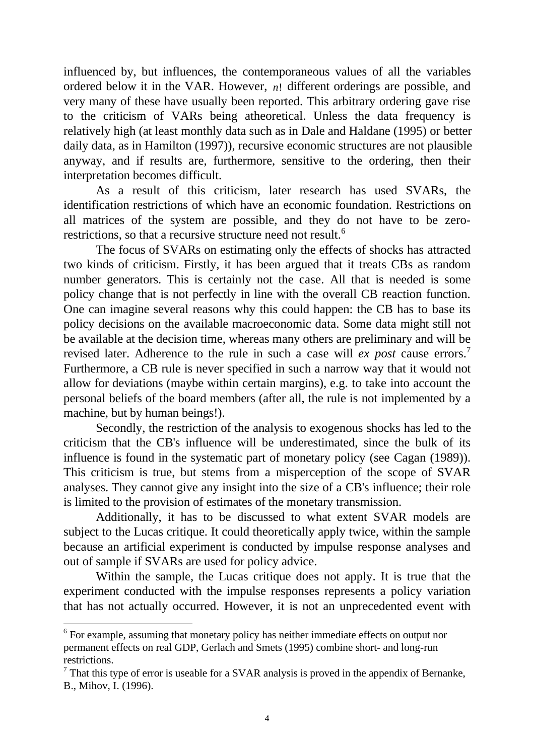influenced by, but influences, the contemporaneous values of all the variables ordered below it in the VAR. However, $n!$ different orderings are possible, and very many of these have usually been reported. This arbitrary ordering gave rise to the criticism of VARs being atheoretical. Unless the data frequency is relatively high (at least monthly data such as in Dale and Haldane (1995) or better daily data, as in Hamilton (1997)), recursive economic structures are not plausible anyway, and if results are, furthermore, sensitive to the ordering, then their interpretation becomes difficult.

As a result of this criticism, later research has used SVARs, the identification restrictions of which have an economic foundation. Restrictions on all matrices of the system are possible, and they do not have to be zero-restrictions, so that a recursive structure need not result.[6]

The focus of SVARs on estimating only the effects of shocks has attracted two kinds of criticism. Firstly, it has been argued that it treats CBs as random number generators. This is certainly not the case. All that is needed is some policy change that is not perfectly in line with the overall CB reaction function. One can imagine several reasons why this could happen: the CB has to base its policy decisions on the available macroeconomic data. Some data might still not be available at the decision time, whereas many others are preliminary and will be revised later. Adherence to the rule in such a case will *ex post* cause errors.[7] Furthermore, a CB rule is never specified in such a narrow way that it would not allow for deviations (maybe within certain margins), e.g. to take into account the personal beliefs of the board members (after all, the rule is not implemented by a machine, but by human beings!).

Secondly, the restriction of the analysis to exogenous shocks has led to the criticism that the CB's influence will be underestimated, since the bulk of its influence is found in the systematic part of monetary policy (see Cagan (1989)). This criticism is true, but stems from a misperception of the scope of SVAR analyses. They cannot give any insight into the size of a CB's influence; their role is limited to the provision of estimates of the monetary transmission.

Additionally, it has to be discussed to what extent SVAR models are subject to the Lucas critique. It could theoretically apply twice, within the sample because an artificial experiment is conducted by impulse response analyses and out of sample if SVARs are used for policy advice.

Within the sample, the Lucas critique does not apply. It is true that the experiment conducted with the impulse responses represents a policy variation that has not actually occurred. However, it is not an unprecedented event with

---

[6] For example, assuming that monetary policy has neither immediate effects on output nor permanent effects on real GDP, Gerlach and Smets (1995) combine short- and long-run restrictions.

[7] That this type of error is useable for a SVAR analysis is proved in the appendix of Bernanke, B., Mihov, I. (1996).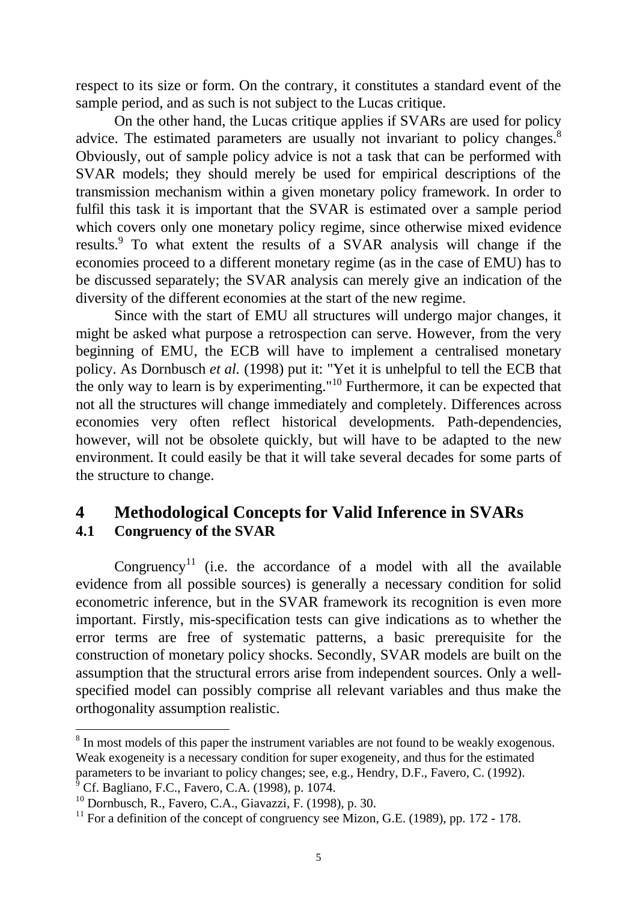respect to its size or form. On the contrary, it constitutes a standard event of the sample period, and as such is not subject to the Lucas critique.

On the other hand, the Lucas critique applies if SVARs are used for policy advice. The estimated parameters are usually not invariant to policy changes.[8] Obviously, out of sample policy advice is not a task that can be performed with SVAR models; they should merely be used for empirical descriptions of the transmission mechanism within a given monetary policy framework. In order to fulfil this task it is important that the SVAR is estimated over a sample period which covers only one monetary policy regime, since otherwise mixed evidence results.[9] To what extent the results of a SVAR analysis will change if the economies proceed to a different monetary regime (as in the case of EMU) has to be discussed separately; the SVAR analysis can merely give an indication of the diversity of the different economies at the start of the new regime.

Since with the start of EMU all structures will undergo major changes, it might be asked what purpose a retrospection can serve. However, from the very beginning of EMU, the ECB will have to implement a centralised monetary policy. As Dornbusch *et al.* (1998) put it: "Yet it is unhelpful to tell the ECB that the only way to learn is by experimenting."[10] Furthermore, it can be expected that not all the structures will change immediately and completely. Differences across economies very often reflect historical developments. Path-dependencies, however, will not be obsolete quickly, but will have to be adapted to the new environment. It could easily be that it will take several decades for some parts of the structure to change.

# 4 Methodological Concepts for Valid Inference in SVARs

## 4.1 Congruency of the SVAR

Congruency[11] (i.e. the accordance of a model with all the available evidence from all possible sources) is generally a necessary condition for solid econometric inference, but in the SVAR framework its recognition is even more important. Firstly, mis-specification tests can give indications as to whether the error terms are free of systematic patterns, a basic prerequisite for the construction of monetary policy shocks. Secondly, SVAR models are built on the assumption that the structural errors arise from independent sources. Only a well-specified model can possibly comprise all relevant variables and thus make the orthogonality assumption realistic.

---

[8] In most models of this paper the instrument variables are not found to be weakly exogenous. Weak exogeneity is a necessary condition for super exogeneity, and thus for the estimated parameters to be invariant to policy changes; see, e.g., Hendry, D.F., Favero, C. (1992).

[9] Cf. Bagliano, F.C., Favero, C.A. (1998), p. 1074.

[10] Dornbusch, R., Favero, C.A., Giavazzi, F. (1998), p. 30.

[11] For a definition of the concept of congruency see Mizon, G.E. (1989), pp. 172 - 178.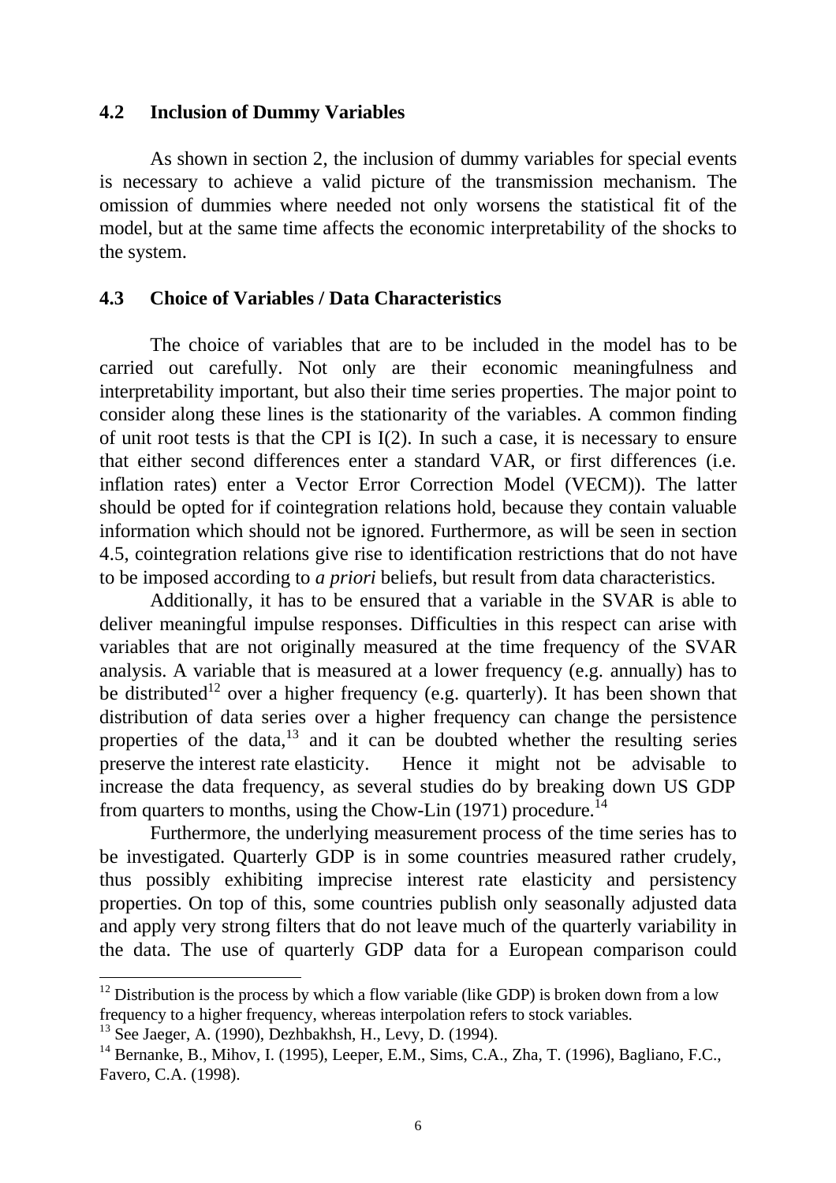### 4.2 Inclusion of Dummy Variables

As shown in section 2, the inclusion of dummy variables for special events is necessary to achieve a valid picture of the transmission mechanism. The omission of dummies where needed not only worsens the statistical fit of the model, but at the same time affects the economic interpretability of the shocks to the system.

### 4.3 Choice of Variables / Data Characteristics

The choice of variables that are to be included in the model has to be carried out carefully. Not only are their economic meaningfulness and interpretability important, but also their time series properties. The major point to consider along these lines is the stationarity of the variables. A common finding of unit root tests is that the CPI is I(2). In such a case, it is necessary to ensure that either second differences enter a standard VAR, or first differences (i.e. inflation rates) enter a Vector Error Correction Model (VECM)). The latter should be opted for if cointegration relations hold, because they contain valuable information which should not be ignored. Furthermore, as will be seen in section 4.5, cointegration relations give rise to identification restrictions that do not have to be imposed according to *a priori* beliefs, but result from data characteristics.

Additionally, it has to be ensured that a variable in the SVAR is able to deliver meaningful impulse responses. Difficulties in this respect can arise with variables that are not originally measured at the time frequency of the SVAR analysis. A variable that is measured at a lower frequency (e.g. annually) has to be distributed[12] over a higher frequency (e.g. quarterly). It has been shown that distribution of data series over a higher frequency can change the persistence properties of the data,[13] and it can be doubted whether the resulting series preserve the interest rate elasticity. Hence it might not be advisable to increase the data frequency, as several studies do by breaking down US GDP from quarters to months, using the Chow-Lin (1971) procedure.[14]

Furthermore, the underlying measurement process of the time series has to be investigated. Quarterly GDP is in some countries measured rather crudely, thus possibly exhibiting imprecise interest rate elasticity and persistency properties. On top of this, some countries publish only seasonally adjusted data and apply very strong filters that do not leave much of the quarterly variability in the data. The use of quarterly GDP data for a European comparison could

---

[12] Distribution is the process by which a flow variable (like GDP) is broken down from a low frequency to a higher frequency, whereas interpolation refers to stock variables.

[13] See Jaeger, A. (1990), Dezhbakhsh, H., Levy, D. (1994).

[14] Bernanke, B., Mihov, I. (1995), Leeper, E.M., Sims, C.A., Zha, T. (1996), Bagliano, F.C., Favero, C.A. (1998).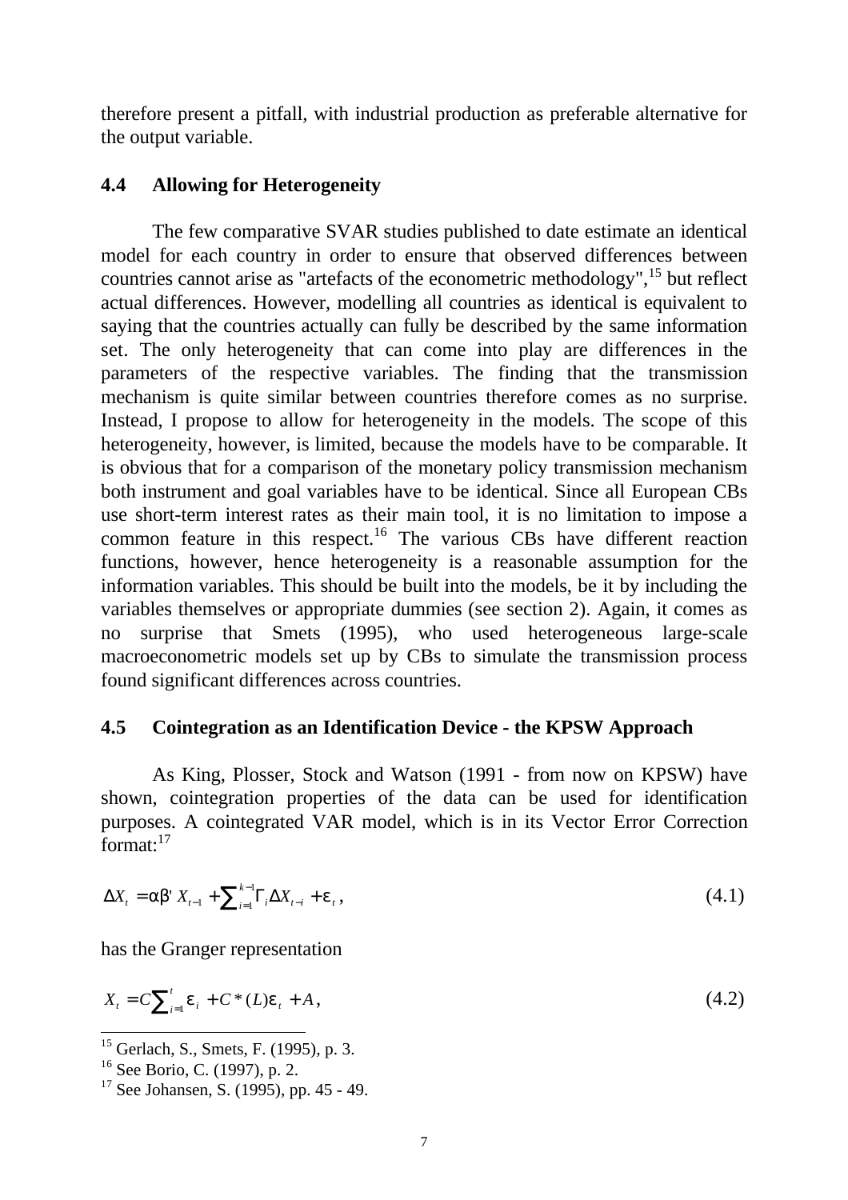therefore present a pitfall, with industrial production as preferable alternative for the output variable.

### 4.4 Allowing for Heterogeneity

The few comparative SVAR studies published to date estimate an identical model for each country in order to ensure that observed differences between countries cannot arise as "artefacts of the econometric methodology",[15] but reflect actual differences. However, modelling all countries as identical is equivalent to saying that the countries actually can fully be described by the same information set. The only heterogeneity that can come into play are differences in the parameters of the respective variables. The finding that the transmission mechanism is quite similar between countries therefore comes as no surprise. Instead, I propose to allow for heterogeneity in the models. The scope of this heterogeneity, however, is limited, because the models have to be comparable. It is obvious that for a comparison of the monetary policy transmission mechanism both instrument and goal variables have to be identical. Since all European CBs use short-term interest rates as their main tool, it is no limitation to impose a common feature in this respect.[16] The various CBs have different reaction functions, however, hence heterogeneity is a reasonable assumption for the information variables. This should be built into the models, be it by including the variables themselves or appropriate dummies (see section 2). Again, it comes as no surprise that Smets (1995), who used heterogeneous large-scale macroeconometric models set up by CBs to simulate the transmission process found significant differences across countries.

### 4.5 Cointegration as an Identification Device - the KPSW Approach

As King, Plosser, Stock and Watson (1991 - from now on KPSW) have shown, cointegration properties of the data can be used for identification purposes. A cointegrated VAR model, which is in its Vector Error Correction format:[17]

$$\Delta X_t = \alpha\beta' X_{t-1} + \sum_{i=1}^{k-1} \Gamma_i \Delta X_{t-i} + \varepsilon_t \,, \tag{4.1}$$

has the Granger representation

$$X_t = C\sum_{i=1}^{t} \varepsilon_i + C^*(L)\varepsilon_t + A \,, \tag{4.2}$$

---

[15] Gerlach, S., Smets, F. (1995), p. 3.

[16] See Borio, C. (1997), p. 2.

[17] See Johansen, S. (1995), pp. 45 - 49.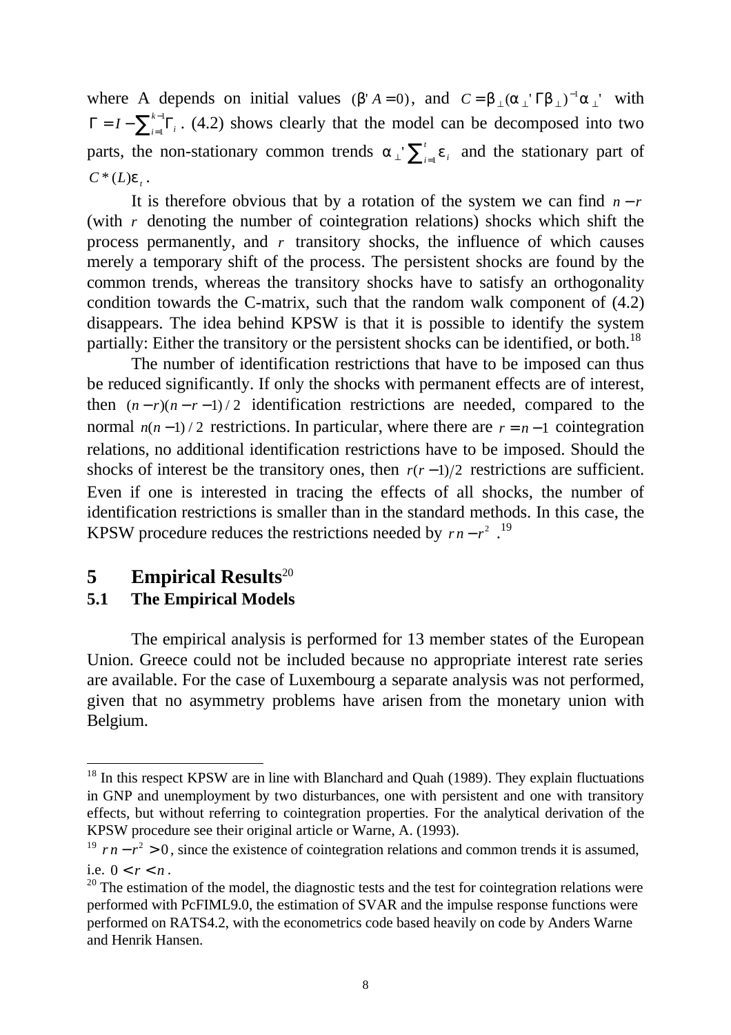where A depends on initial values $(\beta' A = 0)$, and $C = \beta_{\perp}(\alpha_{\perp}' \Gamma \beta_{\perp})^{-1} \alpha_{\perp}'$ with $\Gamma = I - \sum_{i=1}^{k-1} \Gamma_i$. (4.2) shows clearly that the model can be decomposed into two parts, the non-stationary common trends $\alpha_{\perp}' \sum_{i=1}^{t} \varepsilon_i$ and the stationary part of $C^*(L)\varepsilon_t$.

It is therefore obvious that by a rotation of the system we can find $n-r$ (with $r$ denoting the number of cointegration relations) shocks which shift the process permanently, and $r$ transitory shocks, the influence of which causes merely a temporary shift of the process. The persistent shocks are found by the common trends, whereas the transitory shocks have to satisfy an orthogonality condition towards the C-matrix, such that the random walk component of (4.2) disappears. The idea behind KPSW is that it is possible to identify the system partially: Either the transitory or the persistent shocks can be identified, or both.[18]

The number of identification restrictions that have to be imposed can thus be reduced significantly. If only the shocks with permanent effects are of interest, then $(n-r)(n-r-1)/2$ identification restrictions are needed, compared to the normal $n(n-1)/2$ restrictions. In particular, where there are $r = n-1$ cointegration relations, no additional identification restrictions have to be imposed. Should the shocks of interest be the transitory ones, then $r(r-1)/2$ restrictions are sufficient. Even if one is interested in tracing the effects of all shocks, the number of identification restrictions is smaller than in the standard methods. In this case, the KPSW procedure reduces the restrictions needed by $rn - r^2$.[19]

# 5 Empirical Results[20]

## 5.1 The Empirical Models

The empirical analysis is performed for 13 member states of the European Union. Greece could not be included because no appropriate interest rate series are available. For the case of Luxembourg a separate analysis was not performed, given that no asymmetry problems have arisen from the monetary union with Belgium.

---

[18] In this respect KPSW are in line with Blanchard and Quah (1989). They explain fluctuations in GNP and unemployment by two disturbances, one with persistent and one with transitory effects, but without referring to cointegration properties. For the analytical derivation of the KPSW procedure see their original article or Warne, A. (1993).

[19] $rn - r^2 > 0$, since the existence of cointegration relations and common trends it is assumed, i.e. $0 < r < n$.

[20] The estimation of the model, the diagnostic tests and the test for cointegration relations were performed with PcFIML9.0, the estimation of SVAR and the impulse response functions were performed on RATS4.2, with the econometrics code based heavily on code by Anders Warne and Henrik Hansen.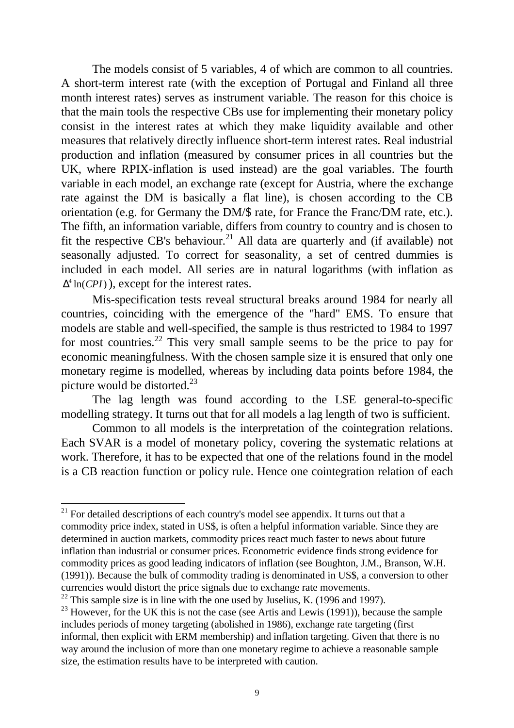The models consist of 5 variables, 4 of which are common to all countries. A short-term interest rate (with the exception of Portugal and Finland all three month interest rates) serves as instrument variable. The reason for this choice is that the main tools the respective CBs use for implementing their monetary policy consist in the interest rates at which they make liquidity available and other measures that relatively directly influence short-term interest rates. Real industrial production and inflation (measured by consumer prices in all countries but the UK, where RPIX-inflation is used instead) are the goal variables. The fourth variable in each model, an exchange rate (except for Austria, where the exchange rate against the DM is basically a flat line), is chosen according to the CB orientation (e.g. for Germany the DM/$ rate, for France the Franc/DM rate, etc.). The fifth, an information variable, differs from country to country and is chosen to fit the respective CB's behaviour.[21] All data are quarterly and (if available) not seasonally adjusted. To correct for seasonality, a set of centred dummies is included in each model. All series are in natural logarithms (with inflation as $\Delta^4 \ln(CPI)$), except for the interest rates.

Mis-specification tests reveal structural breaks around 1984 for nearly all countries, coinciding with the emergence of the "hard" EMS. To ensure that models are stable and well-specified, the sample is thus restricted to 1984 to 1997 for most countries.[22] This very small sample seems to be the price to pay for economic meaningfulness. With the chosen sample size it is ensured that only one monetary regime is modelled, whereas by including data points before 1984, the picture would be distorted.[23]

The lag length was found according to the LSE general-to-specific modelling strategy. It turns out that for all models a lag length of two is sufficient.

Common to all models is the interpretation of the cointegration relations. Each SVAR is a model of monetary policy, covering the systematic relations at work. Therefore, it has to be expected that one of the relations found in the model is a CB reaction function or policy rule. Hence one cointegration relation of each

---

[21] For detailed descriptions of each country's model see appendix. It turns out that a commodity price index, stated in US$, is often a helpful information variable. Since they are determined in auction markets, commodity prices react much faster to news about future inflation than industrial or consumer prices. Econometric evidence finds strong evidence for commodity prices as good leading indicators of inflation (see Boughton, J.M., Branson, W.H. (1991)). Because the bulk of commodity trading is denominated in US$, a conversion to other currencies would distort the price signals due to exchange rate movements.

[22] This sample size is in line with the one used by Juselius, K. (1996 and 1997).

[23] However, for the UK this is not the case (see Artis and Lewis (1991)), because the sample includes periods of money targeting (abolished in 1986), exchange rate targeting (first informal, then explicit with ERM membership) and inflation targeting. Given that there is no way around the inclusion of more than one monetary regime to achieve a reasonable sample size, the estimation results have to be interpreted with caution.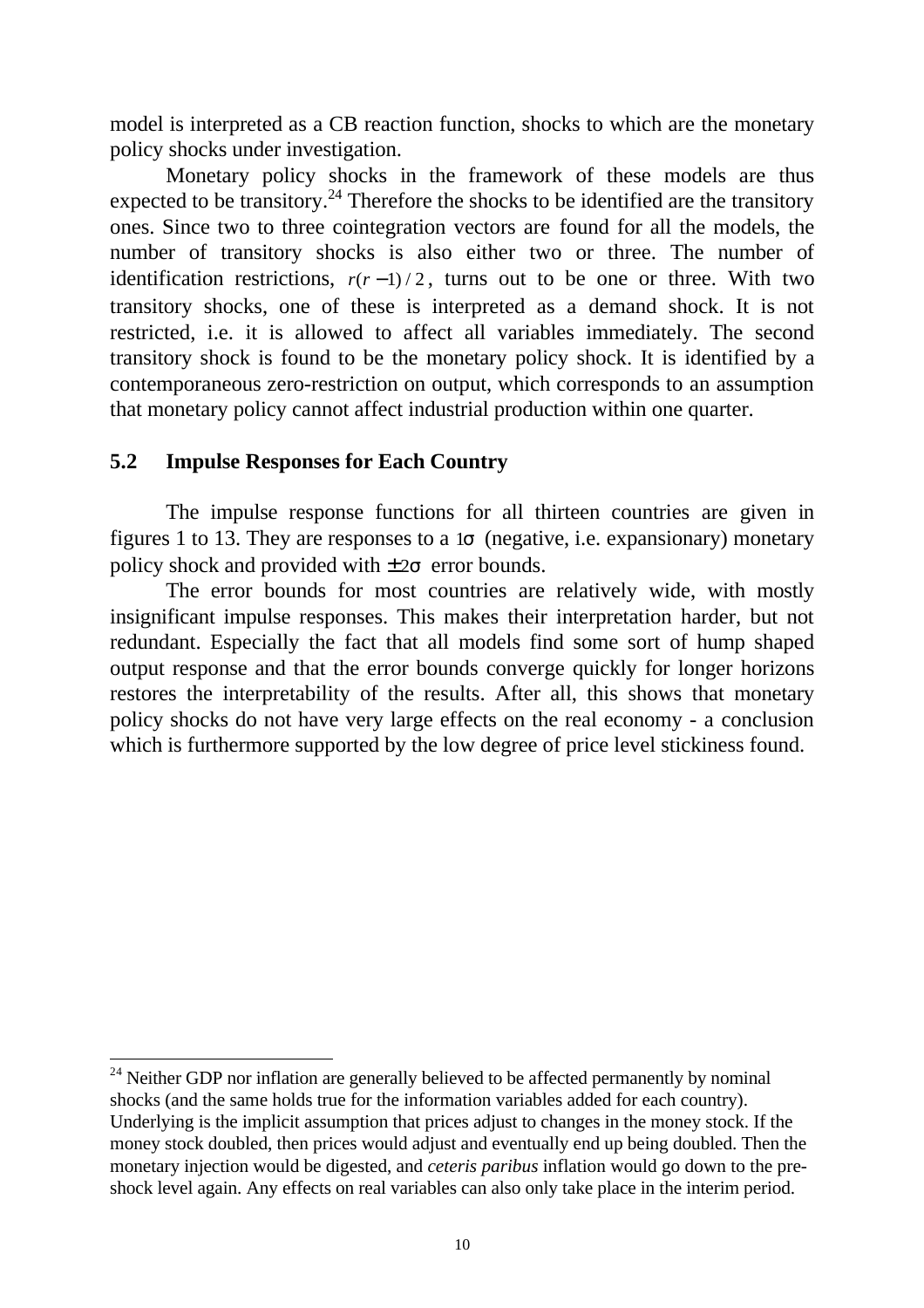model is interpreted as a CB reaction function, shocks to which are the monetary policy shocks under investigation.

Monetary policy shocks in the framework of these models are thus expected to be transitory.[24] Therefore the shocks to be identified are the transitory ones. Since two to three cointegration vectors are found for all the models, the number of transitory shocks is also either two or three. The number of identification restrictions, $r(r-1)/2$, turns out to be one or three. With two transitory shocks, one of these is interpreted as a demand shock. It is not restricted, i.e. it is allowed to affect all variables immediately. The second transitory shock is found to be the monetary policy shock. It is identified by a contemporaneous zero-restriction on output, which corresponds to an assumption that monetary policy cannot affect industrial production within one quarter.

## 5.2 Impulse Responses for Each Country

The impulse response functions for all thirteen countries are given in figures 1 to 13. They are responses to a $1\sigma$ (negative, i.e. expansionary) monetary policy shock and provided with $\pm 2\sigma$ error bounds.

The error bounds for most countries are relatively wide, with mostly insignificant impulse responses. This makes their interpretation harder, but not redundant. Especially the fact that all models find some sort of hump shaped output response and that the error bounds converge quickly for longer horizons restores the interpretability of the results. After all, this shows that monetary policy shocks do not have very large effects on the real economy - a conclusion which is furthermore supported by the low degree of price level stickiness found.

---

[24] Neither GDP nor inflation are generally believed to be affected permanently by nominal shocks (and the same holds true for the information variables added for each country). Underlying is the implicit assumption that prices adjust to changes in the money stock. If the money stock doubled, then prices would adjust and eventually end up being doubled. Then the monetary injection would be digested, and *ceteris paribus* inflation would go down to the pre-shock level again. Any effects on real variables can also only take place in the interim period.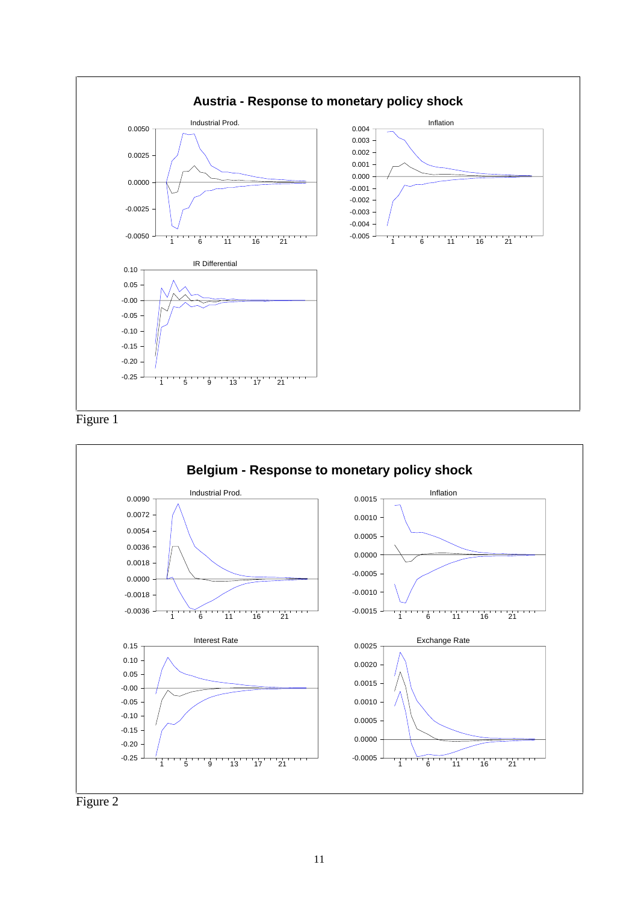**Austria - Response to monetary policy shock**

Figure 1

**Belgium - Response to monetary policy shock**

Figure 2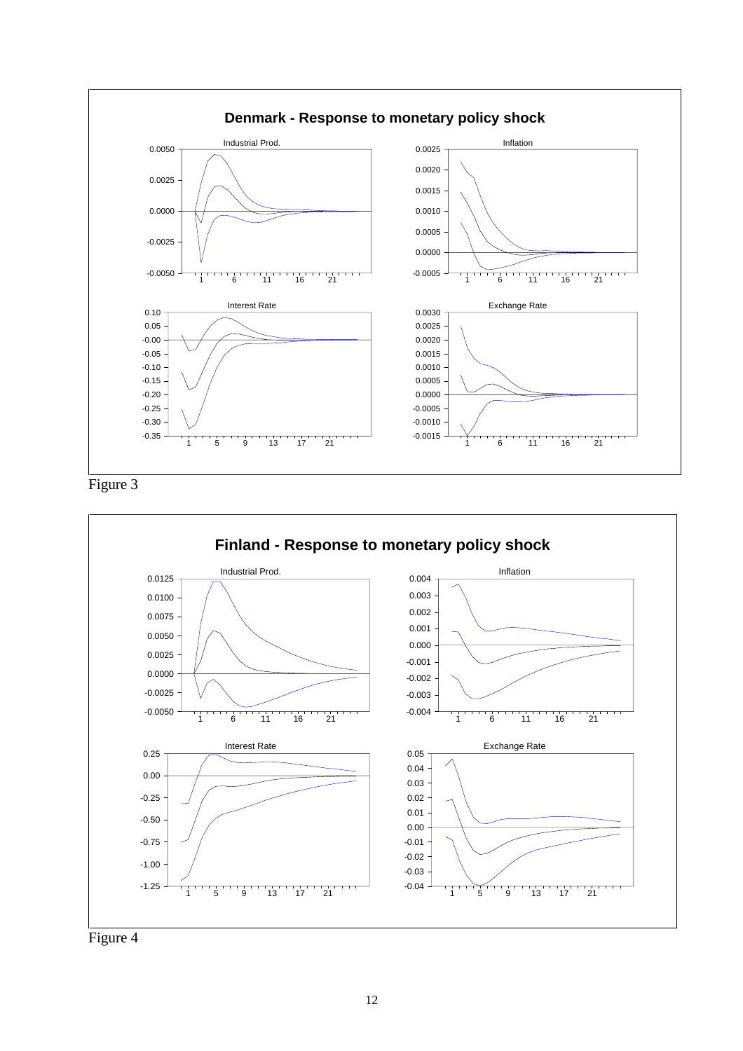**Denmark - Response to monetary policy shock**

Figure 3

**Finland - Response to monetary policy shock**

Figure 4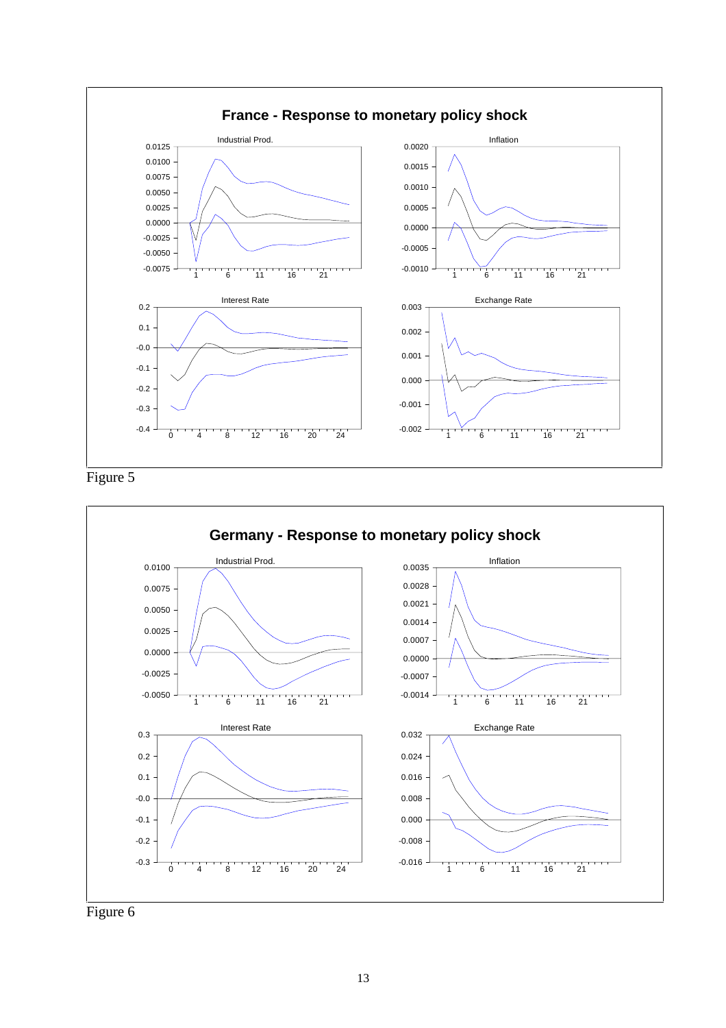**France - Response to monetary policy shock**

Industrial Prod. | Inflation | Interest Rate | Exchange Rate

Figure 5

**Germany - Response to monetary policy shock**

Industrial Prod. | Inflation | Interest Rate | Exchange Rate

Figure 6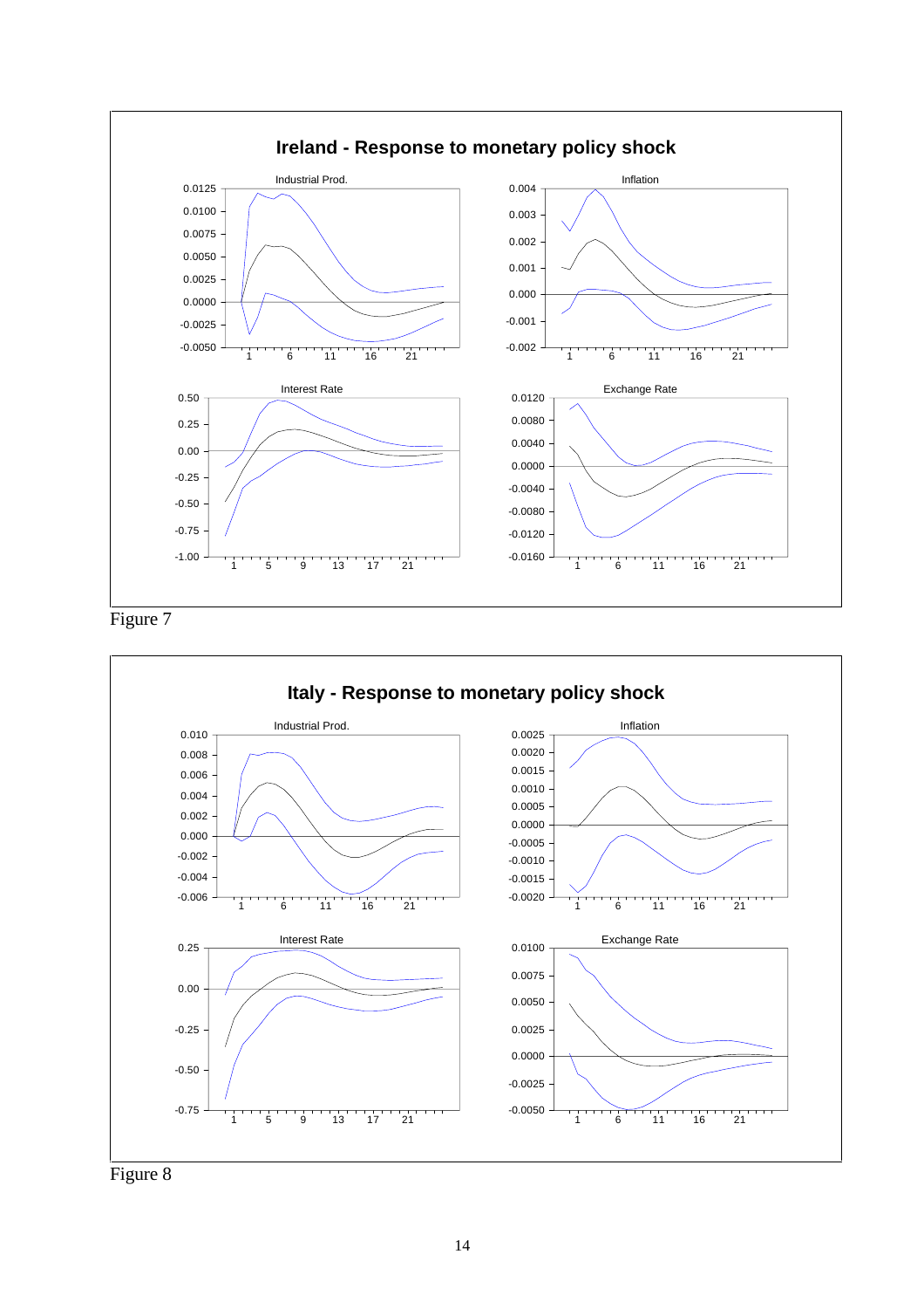**Ireland - Response to monetary policy shock**

Industrial Prod. | Inflation | Interest Rate | Exchange Rate

Figure 7

**Italy - Response to monetary policy shock**

Industrial Prod. | Inflation | Interest Rate | Exchange Rate

Figure 8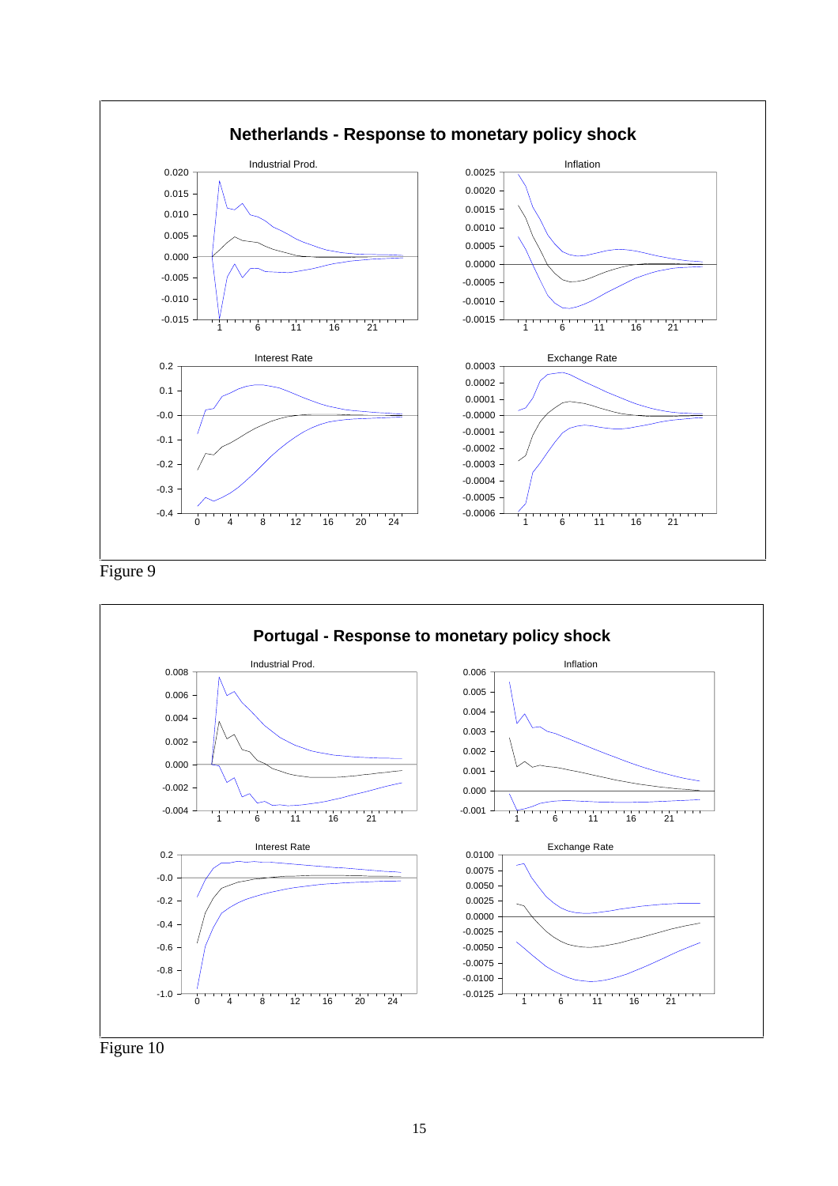**Netherlands - Response to monetary policy shock**

Industrial Prod.

Inflation

Interest Rate

Exchange Rate

Figure 9

**Portugal - Response to monetary policy shock**

Industrial Prod.

Inflation

Interest Rate

Exchange Rate

Figure 10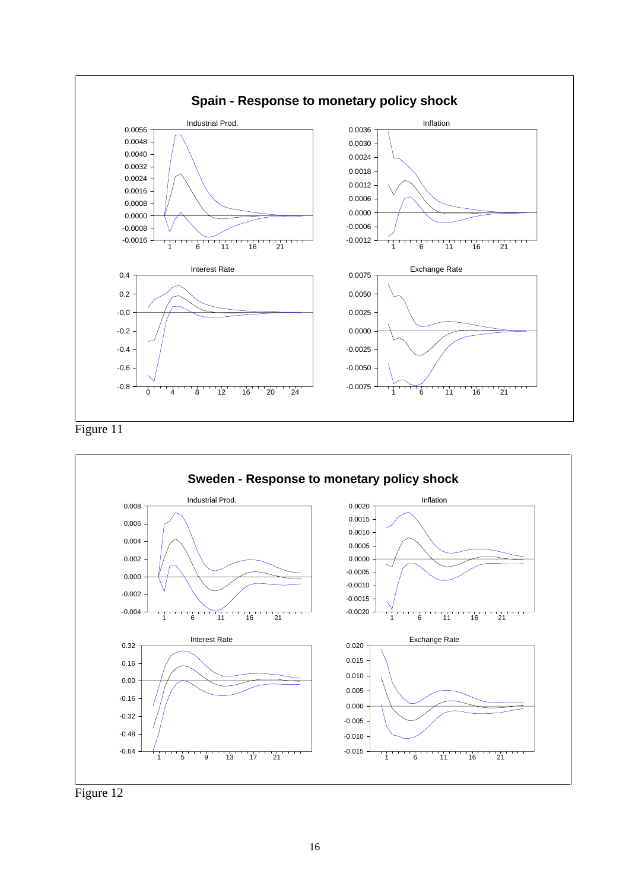**Spain - Response to monetary policy shock**

Industrial Prod. | Inflation | Interest Rate | Exchange Rate

Figure 11

**Sweden - Response to monetary policy shock**

Industrial Prod. | Inflation | Interest Rate | Exchange Rate

Figure 12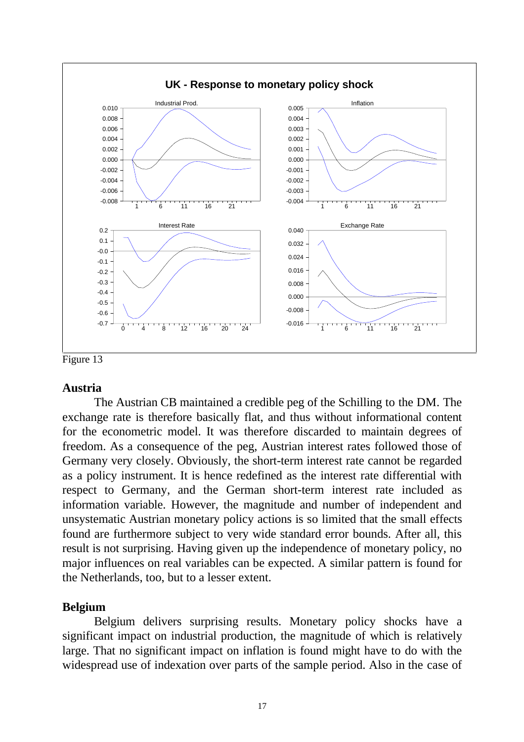Figure 13

## Austria

The Austrian CB maintained a credible peg of the Schilling to the DM. The exchange rate is therefore basically flat, and thus without informational content for the econometric model. It was therefore discarded to maintain degrees of freedom. As a consequence of the peg, Austrian interest rates followed those of Germany very closely. Obviously, the short-term interest rate cannot be regarded as a policy instrument. It is hence redefined as the interest rate differential with respect to Germany, and the German short-term interest rate included as information variable. However, the magnitude and number of independent and unsystematic Austrian monetary policy actions is so limited that the small effects found are furthermore subject to very wide standard error bounds. After all, this result is not surprising. Having given up the independence of monetary policy, no major influences on real variables can be expected. A similar pattern is found for the Netherlands, too, but to a lesser extent.

## Belgium

Belgium delivers surprising results. Monetary policy shocks have a significant impact on industrial production, the magnitude of which is relatively large. That no significant impact on inflation is found might have to do with the widespread use of indexation over parts of the sample period. Also in the case of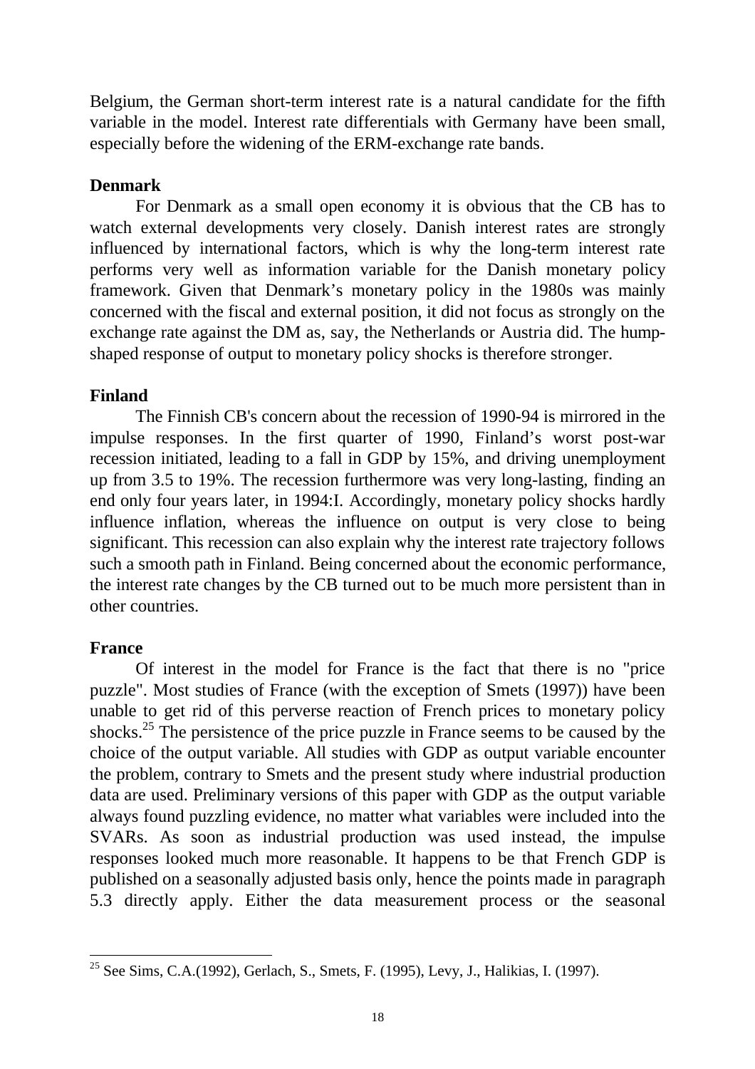Belgium, the German short-term interest rate is a natural candidate for the fifth variable in the model. Interest rate differentials with Germany have been small, especially before the widening of the ERM-exchange rate bands.

**Denmark**

For Denmark as a small open economy it is obvious that the CB has to watch external developments very closely. Danish interest rates are strongly influenced by international factors, which is why the long-term interest rate performs very well as information variable for the Danish monetary policy framework. Given that Denmark's monetary policy in the 1980s was mainly concerned with the fiscal and external position, it did not focus as strongly on the exchange rate against the DM as, say, the Netherlands or Austria did. The hump-shaped response of output to monetary policy shocks is therefore stronger.

**Finland**

The Finnish CB's concern about the recession of 1990-94 is mirrored in the impulse responses. In the first quarter of 1990, Finland's worst post-war recession initiated, leading to a fall in GDP by 15%, and driving unemployment up from 3.5 to 19%. The recession furthermore was very long-lasting, finding an end only four years later, in 1994:I. Accordingly, monetary policy shocks hardly influence inflation, whereas the influence on output is very close to being significant. This recession can also explain why the interest rate trajectory follows such a smooth path in Finland. Being concerned about the economic performance, the interest rate changes by the CB turned out to be much more persistent than in other countries.

**France**

Of interest in the model for France is the fact that there is no "price puzzle". Most studies of France (with the exception of Smets (1997)) have been unable to get rid of this perverse reaction of French prices to monetary policy shocks.[25] The persistence of the price puzzle in France seems to be caused by the choice of the output variable. All studies with GDP as output variable encounter the problem, contrary to Smets and the present study where industrial production data are used. Preliminary versions of this paper with GDP as the output variable always found puzzling evidence, no matter what variables were included into the SVARs. As soon as industrial production was used instead, the impulse responses looked much more reasonable. It happens to be that French GDP is published on a seasonally adjusted basis only, hence the points made in paragraph 5.3 directly apply. Either the data measurement process or the seasonal

---

[25] See Sims, C.A.(1992), Gerlach, S., Smets, F. (1995), Levy, J., Halikias, I. (1997).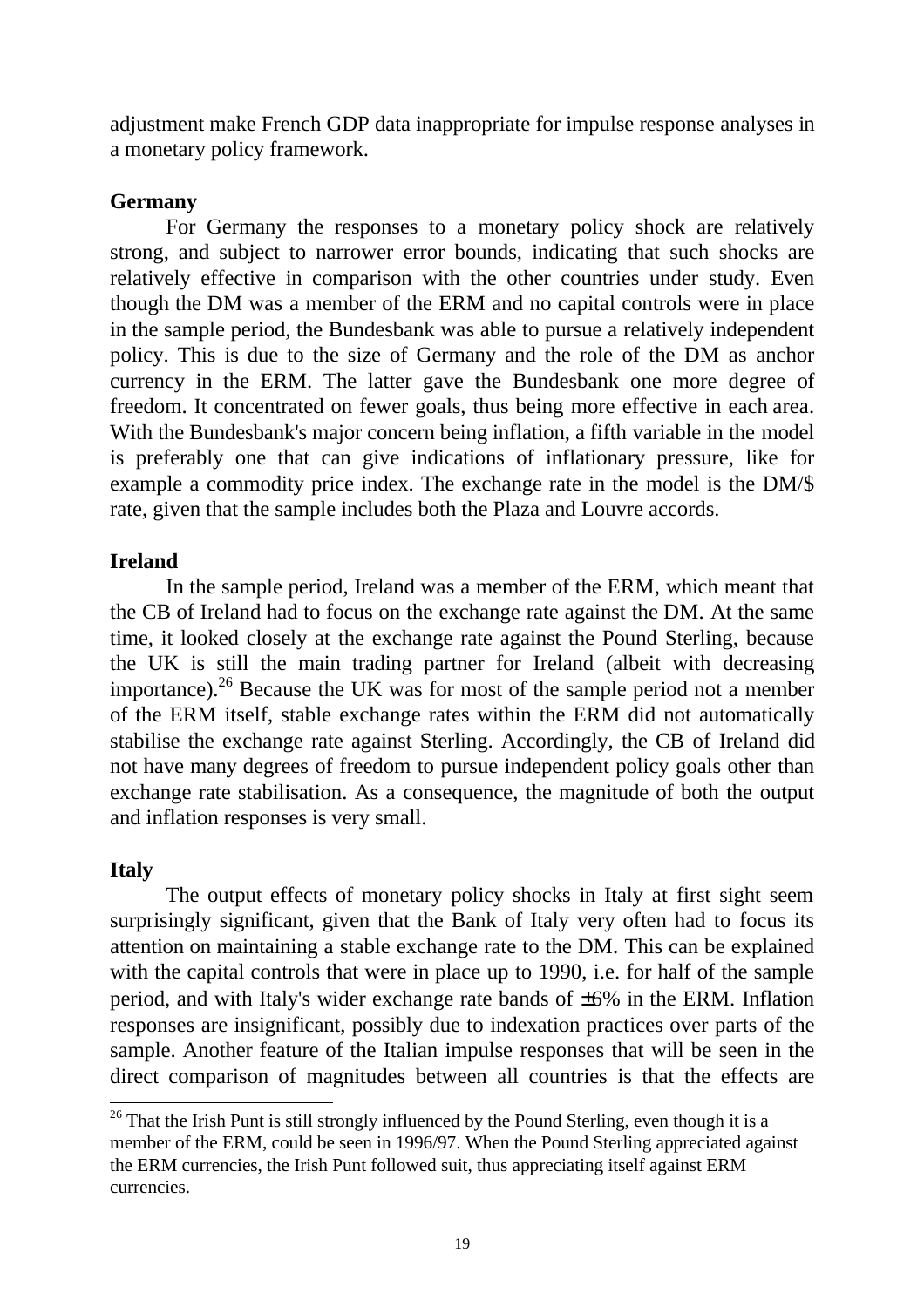adjustment make French GDP data inappropriate for impulse response analyses in a monetary policy framework.

**Germany**

For Germany the responses to a monetary policy shock are relatively strong, and subject to narrower error bounds, indicating that such shocks are relatively effective in comparison with the other countries under study. Even though the DM was a member of the ERM and no capital controls were in place in the sample period, the Bundesbank was able to pursue a relatively independent policy. This is due to the size of Germany and the role of the DM as anchor currency in the ERM. The latter gave the Bundesbank one more degree of freedom. It concentrated on fewer goals, thus being more effective in each area. With the Bundesbank's major concern being inflation, a fifth variable in the model is preferably one that can give indications of inflationary pressure, like for example a commodity price index. The exchange rate in the model is the DM/$ rate, given that the sample includes both the Plaza and Louvre accords.

**Ireland**

In the sample period, Ireland was a member of the ERM, which meant that the CB of Ireland had to focus on the exchange rate against the DM. At the same time, it looked closely at the exchange rate against the Pound Sterling, because the UK is still the main trading partner for Ireland (albeit with decreasing importance).[26] Because the UK was for most of the sample period not a member of the ERM itself, stable exchange rates within the ERM did not automatically stabilise the exchange rate against Sterling. Accordingly, the CB of Ireland did not have many degrees of freedom to pursue independent policy goals other than exchange rate stabilisation. As a consequence, the magnitude of both the output and inflation responses is very small.

**Italy**

The output effects of monetary policy shocks in Italy at first sight seem surprisingly significant, given that the Bank of Italy very often had to focus its attention on maintaining a stable exchange rate to the DM. This can be explained with the capital controls that were in place up to 1990, i.e. for half of the sample period, and with Italy's wider exchange rate bands of ±6% in the ERM. Inflation responses are insignificant, possibly due to indexation practices over parts of the sample. Another feature of the Italian impulse responses that will be seen in the direct comparison of magnitudes between all countries is that the effects are

[26] That the Irish Punt is still strongly influenced by the Pound Sterling, even though it is a member of the ERM, could be seen in 1996/97. When the Pound Sterling appreciated against the ERM currencies, the Irish Punt followed suit, thus appreciating itself against ERM currencies.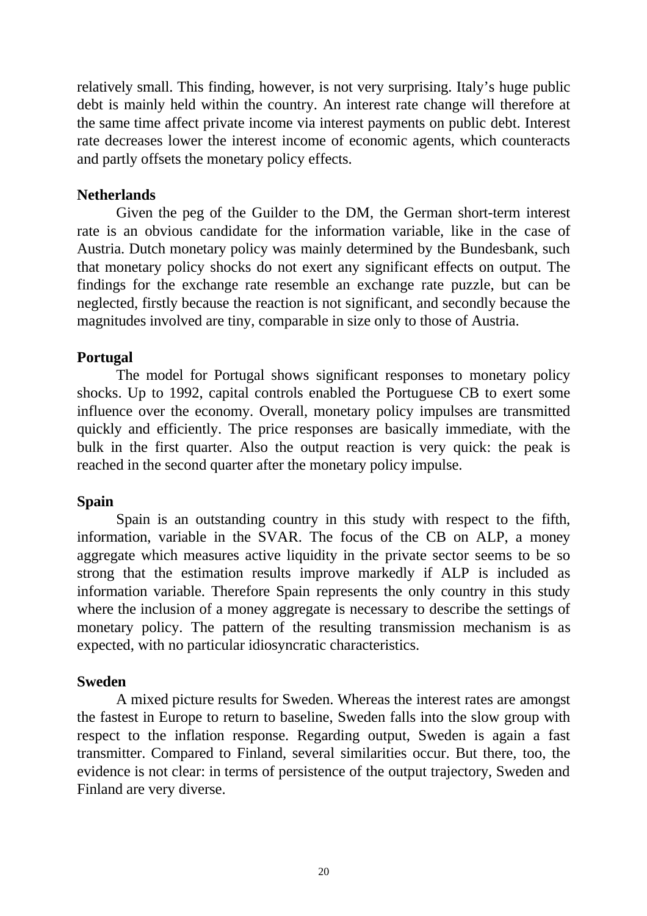relatively small. This finding, however, is not very surprising. Italy's huge public debt is mainly held within the country. An interest rate change will therefore at the same time affect private income via interest payments on public debt. Interest rate decreases lower the interest income of economic agents, which counteracts and partly offsets the monetary policy effects.

**Netherlands**

Given the peg of the Guilder to the DM, the German short-term interest rate is an obvious candidate for the information variable, like in the case of Austria. Dutch monetary policy was mainly determined by the Bundesbank, such that monetary policy shocks do not exert any significant effects on output. The findings for the exchange rate resemble an exchange rate puzzle, but can be neglected, firstly because the reaction is not significant, and secondly because the magnitudes involved are tiny, comparable in size only to those of Austria.

**Portugal**

The model for Portugal shows significant responses to monetary policy shocks. Up to 1992, capital controls enabled the Portuguese CB to exert some influence over the economy. Overall, monetary policy impulses are transmitted quickly and efficiently. The price responses are basically immediate, with the bulk in the first quarter. Also the output reaction is very quick: the peak is reached in the second quarter after the monetary policy impulse.

**Spain**

Spain is an outstanding country in this study with respect to the fifth, information, variable in the SVAR. The focus of the CB on ALP, a money aggregate which measures active liquidity in the private sector seems to be so strong that the estimation results improve markedly if ALP is included as information variable. Therefore Spain represents the only country in this study where the inclusion of a money aggregate is necessary to describe the settings of monetary policy. The pattern of the resulting transmission mechanism is as expected, with no particular idiosyncratic characteristics.

**Sweden**

A mixed picture results for Sweden. Whereas the interest rates are amongst the fastest in Europe to return to baseline, Sweden falls into the slow group with respect to the inflation response. Regarding output, Sweden is again a fast transmitter. Compared to Finland, several similarities occur. But there, too, the evidence is not clear: in terms of persistence of the output trajectory, Sweden and Finland are very diverse.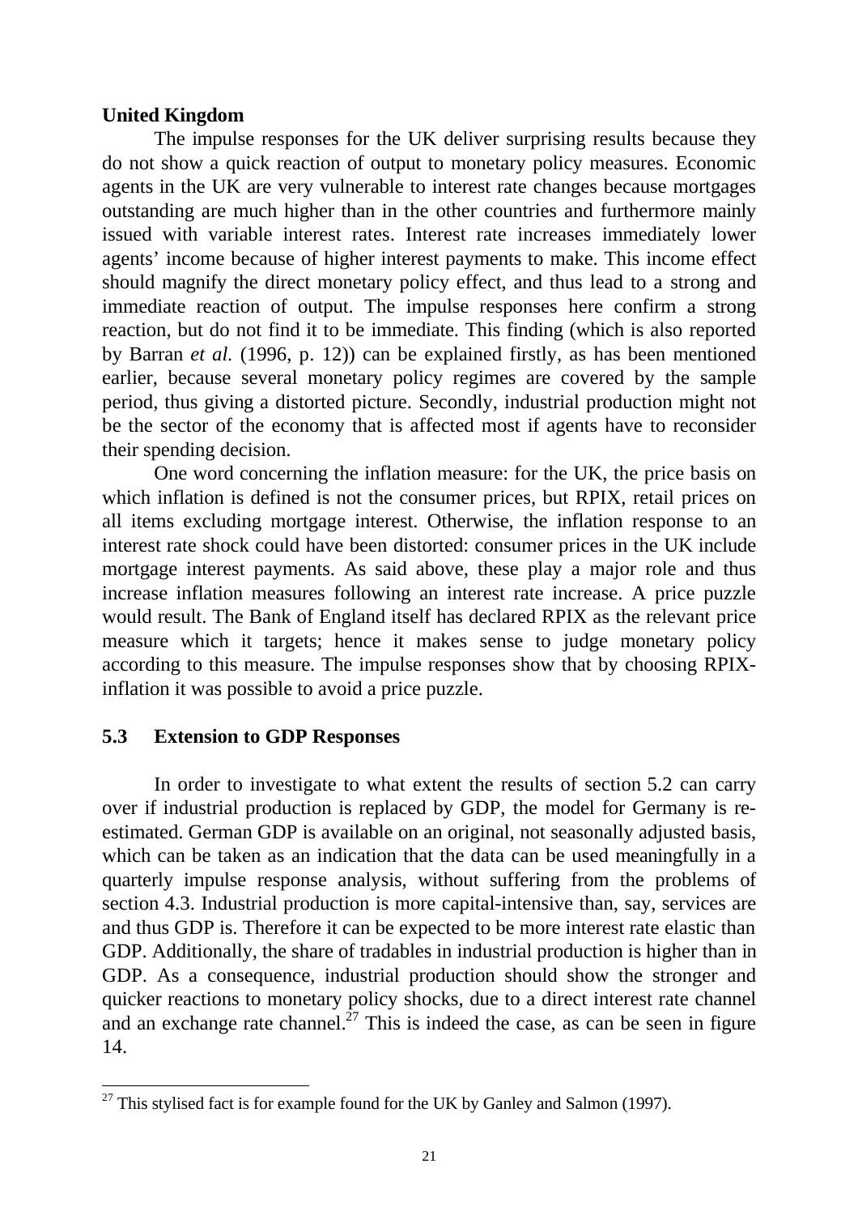**United Kingdom**

The impulse responses for the UK deliver surprising results because they do not show a quick reaction of output to monetary policy measures. Economic agents in the UK are very vulnerable to interest rate changes because mortgages outstanding are much higher than in the other countries and furthermore mainly issued with variable interest rates. Interest rate increases immediately lower agents' income because of higher interest payments to make. This income effect should magnify the direct monetary policy effect, and thus lead to a strong and immediate reaction of output. The impulse responses here confirm a strong reaction, but do not find it to be immediate. This finding (which is also reported by Barran *et al.* (1996, p. 12)) can be explained firstly, as has been mentioned earlier, because several monetary policy regimes are covered by the sample period, thus giving a distorted picture. Secondly, industrial production might not be the sector of the economy that is affected most if agents have to reconsider their spending decision.

One word concerning the inflation measure: for the UK, the price basis on which inflation is defined is not the consumer prices, but RPIX, retail prices on all items excluding mortgage interest. Otherwise, the inflation response to an interest rate shock could have been distorted: consumer prices in the UK include mortgage interest payments. As said above, these play a major role and thus increase inflation measures following an interest rate increase. A price puzzle would result. The Bank of England itself has declared RPIX as the relevant price measure which it targets; hence it makes sense to judge monetary policy according to this measure. The impulse responses show that by choosing RPIX-inflation it was possible to avoid a price puzzle.

## 5.3 Extension to GDP Responses

In order to investigate to what extent the results of section 5.2 can carry over if industrial production is replaced by GDP, the model for Germany is re-estimated. German GDP is available on an original, not seasonally adjusted basis, which can be taken as an indication that the data can be used meaningfully in a quarterly impulse response analysis, without suffering from the problems of section 4.3. Industrial production is more capital-intensive than, say, services are and thus GDP is. Therefore it can be expected to be more interest rate elastic than GDP. Additionally, the share of tradables in industrial production is higher than in GDP. As a consequence, industrial production should show the stronger and quicker reactions to monetary policy shocks, due to a direct interest rate channel and an exchange rate channel.[27] This is indeed the case, as can be seen in figure 14.

[27] This stylised fact is for example found for the UK by Ganley and Salmon (1997).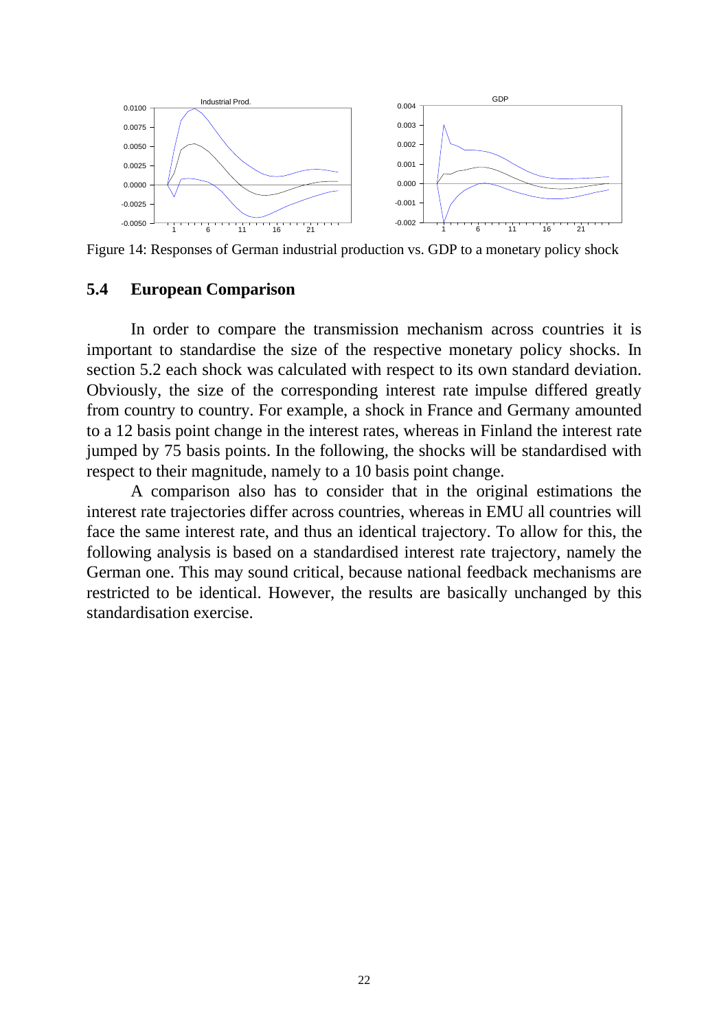Figure 14: Responses of German industrial production vs. GDP to a monetary policy shock

## 5.4 European Comparison

In order to compare the transmission mechanism across countries it is important to standardise the size of the respective monetary policy shocks. In section 5.2 each shock was calculated with respect to its own standard deviation. Obviously, the size of the corresponding interest rate impulse differed greatly from country to country. For example, a shock in France and Germany amounted to a 12 basis point change in the interest rates, whereas in Finland the interest rate jumped by 75 basis points. In the following, the shocks will be standardised with respect to their magnitude, namely to a 10 basis point change.

A comparison also has to consider that in the original estimations the interest rate trajectories differ across countries, whereas in EMU all countries will face the same interest rate, and thus an identical trajectory. To allow for this, the following analysis is based on a standardised interest rate trajectory, namely the German one. This may sound critical, because national feedback mechanisms are restricted to be identical. However, the results are basically unchanged by this standardisation exercise.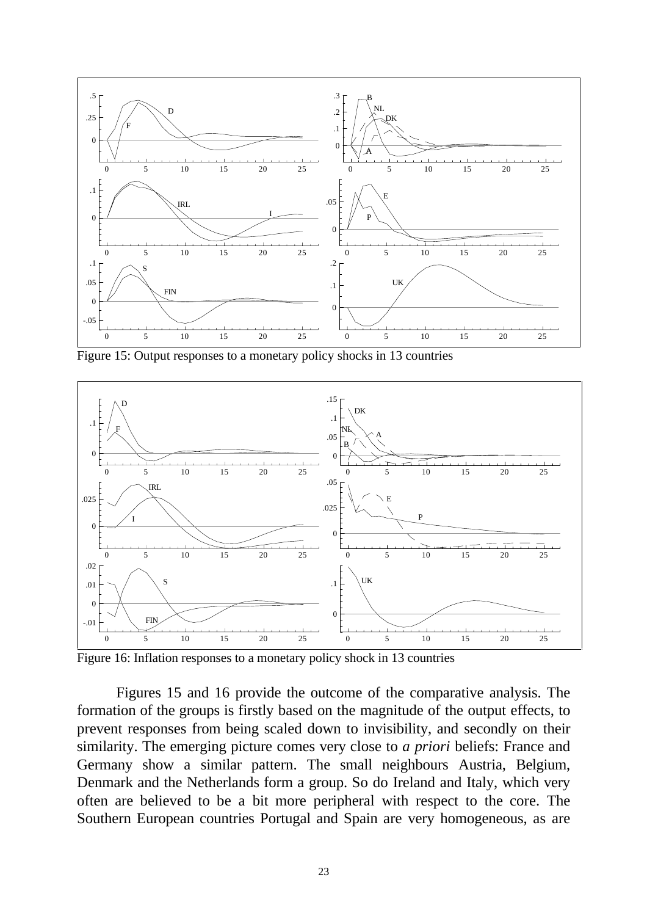Figure 15: Output responses to a monetary policy shocks in 13 countries

Figure 16: Inflation responses to a monetary policy shock in 13 countries

Figures 15 and 16 provide the outcome of the comparative analysis. The formation of the groups is firstly based on the magnitude of the output effects, to prevent responses from being scaled down to invisibility, and secondly on their similarity. The emerging picture comes very close to *a priori* beliefs: France and Germany show a similar pattern. The small neighbours Austria, Belgium, Denmark and the Netherlands form a group. So do Ireland and Italy, which very often are believed to be a bit more peripheral with respect to the core. The Southern European countries Portugal and Spain are very homogeneous, as are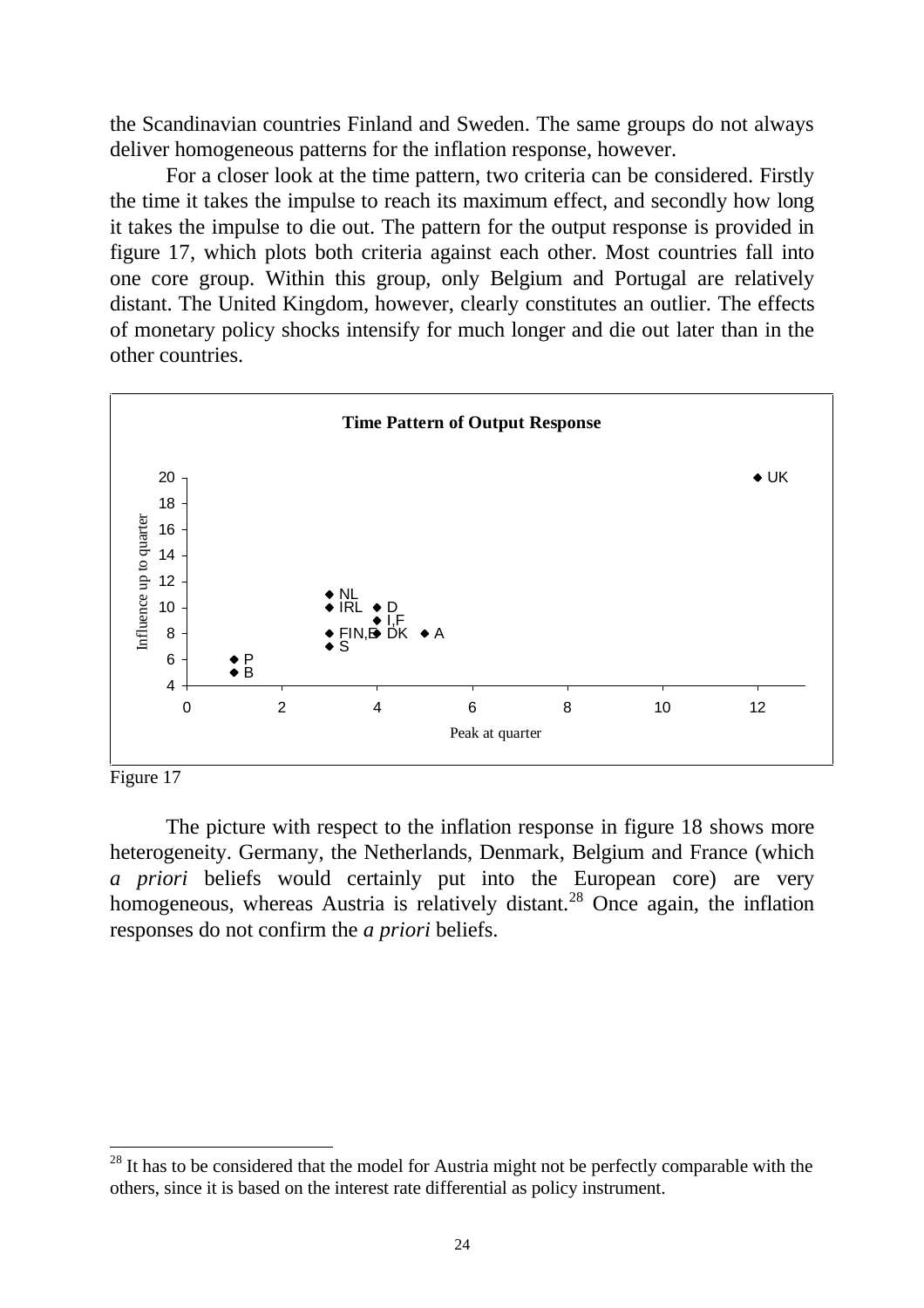the Scandinavian countries Finland and Sweden. The same groups do not always deliver homogeneous patterns for the inflation response, however.

For a closer look at the time pattern, two criteria can be considered. Firstly the time it takes the impulse to reach its maximum effect, and secondly how long it takes the impulse to die out. The pattern for the output response is provided in figure 17, which plots both criteria against each other. Most countries fall into one core group. Within this group, only Belgium and Portugal are relatively distant. The United Kingdom, however, clearly constitutes an outlier. The effects of monetary policy shocks intensify for much longer and die out later than in the other countries.

**Time Pattern of Output Response**

| Country | Peak at quarter | Influence up to quarter |
|---|---|---|
| UK | 12 | 20 |
| NL | 3 | 11 |
| IRL | 3 | 10 |
| D | 4 | 10 |
| I,F | 4 | 9 |
| FIN,E | 3 | 8 |
| DK | 4 | 8 |
| A | 5 | 8 |
| S | 3 | 7 |
| P | 1 | 6 |
| B | 1 | 5 |

Figure 17

The picture with respect to the inflation response in figure 18 shows more heterogeneity. Germany, the Netherlands, Denmark, Belgium and France (which *a priori* beliefs would certainly put into the European core) are very homogeneous, whereas Austria is relatively distant.[28] Once again, the inflation responses do not confirm the *a priori* beliefs.

[28] It has to be considered that the model for Austria might not be perfectly comparable with the others, since it is based on the interest rate differential as policy instrument.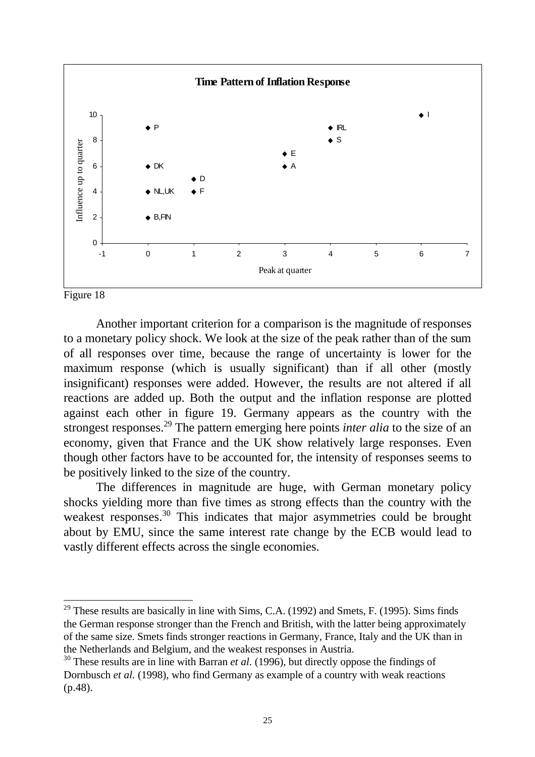**Time Pattern of Inflation Response**

| Peak at quarter | Influence up to quarter | Country |
|---|---|---|
| 0 | 9 | P |
| 0 | 6 | DK |
| 0 | 4 | NL,UK |
| 0 | 2 | B,FIN |
| 1 | 5 | D |
| 1 | 4 | F |
| 3 | 7 | E |
| 3 | 6 | A |
| 4 | 9 | IRL |
| 4 | 8 | S |
| 6 | 10 | I |

Figure 18

Another important criterion for a comparison is the magnitude of responses to a monetary policy shock. We look at the size of the peak rather than of the sum of all responses over time, because the range of uncertainty is lower for the maximum response (which is usually significant) than if all other (mostly insignificant) responses were added. However, the results are not altered if all reactions are added up. Both the output and the inflation response are plotted against each other in figure 19. Germany appears as the country with the strongest responses.[29] The pattern emerging here points *inter alia* to the size of an economy, given that France and the UK show relatively large responses. Even though other factors have to be accounted for, the intensity of responses seems to be positively linked to the size of the country.

The differences in magnitude are huge, with German monetary policy shocks yielding more than five times as strong effects than the country with the weakest responses.[30] This indicates that major asymmetries could be brought about by EMU, since the same interest rate change by the ECB would lead to vastly different effects across the single economies.

---

[29] These results are basically in line with Sims, C.A. (1992) and Smets, F. (1995). Sims finds the German response stronger than the French and British, with the latter being approximately of the same size. Smets finds stronger reactions in Germany, France, Italy and the UK than in the Netherlands and Belgium, and the weakest responses in Austria.

[30] These results are in line with Barran *et al.* (1996), but directly oppose the findings of Dornbusch *et al.* (1998), who find Germany as example of a country with weak reactions (p.48).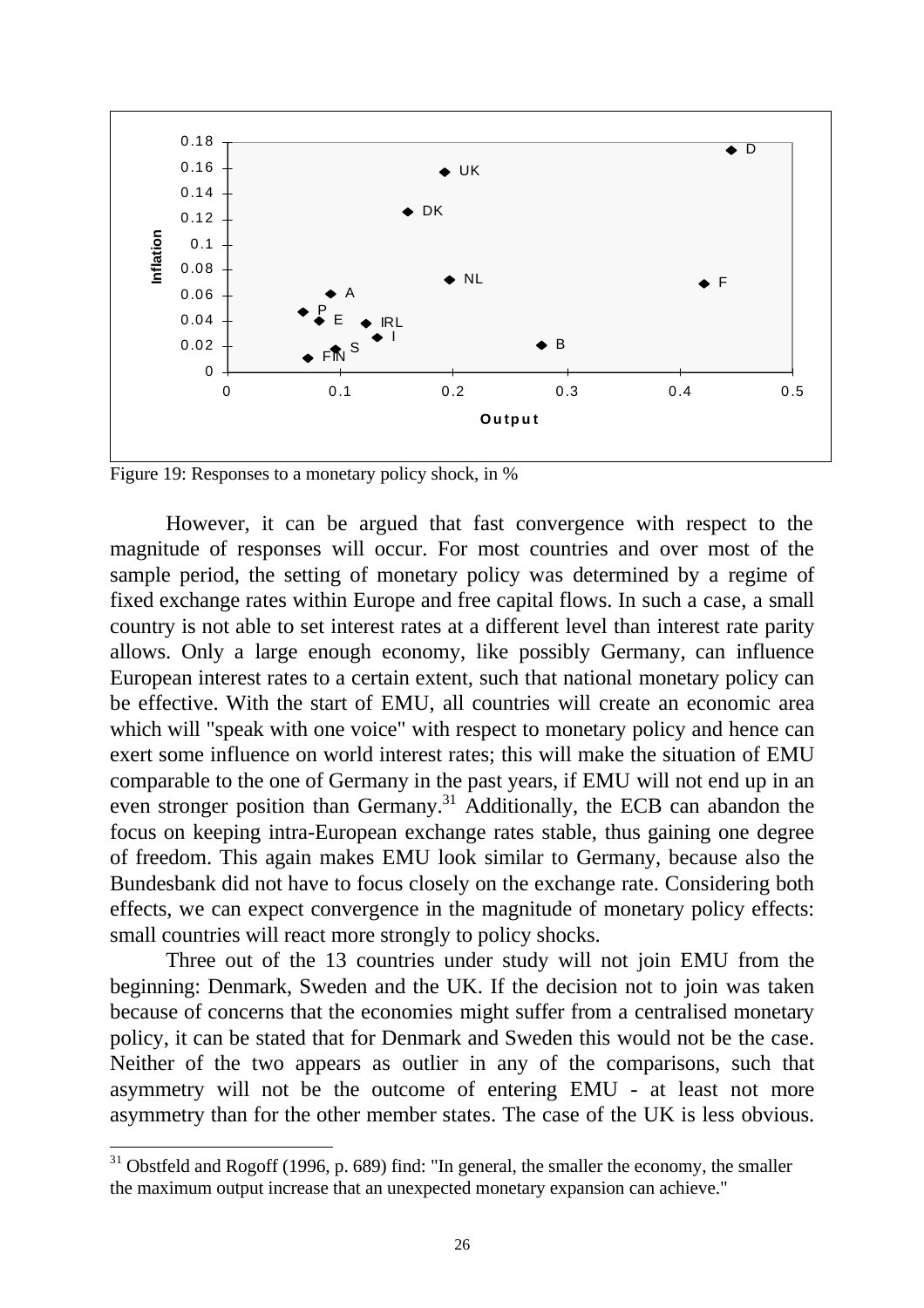Figure 19: Responses to a monetary policy shock, in %

However, it can be argued that fast convergence with respect to the magnitude of responses will occur. For most countries and over most of the sample period, the setting of monetary policy was determined by a regime of fixed exchange rates within Europe and free capital flows. In such a case, a small country is not able to set interest rates at a different level than interest rate parity allows. Only a large enough economy, like possibly Germany, can influence European interest rates to a certain extent, such that national monetary policy can be effective. With the start of EMU, all countries will create an economic area which will "speak with one voice" with respect to monetary policy and hence can exert some influence on world interest rates; this will make the situation of EMU comparable to the one of Germany in the past years, if EMU will not end up in an even stronger position than Germany.[31] Additionally, the ECB can abandon the focus on keeping intra-European exchange rates stable, thus gaining one degree of freedom. This again makes EMU look similar to Germany, because also the Bundesbank did not have to focus closely on the exchange rate. Considering both effects, we can expect convergence in the magnitude of monetary policy effects: small countries will react more strongly to policy shocks.

Three out of the 13 countries under study will not join EMU from the beginning: Denmark, Sweden and the UK. If the decision not to join was taken because of concerns that the economies might suffer from a centralised monetary policy, it can be stated that for Denmark and Sweden this would not be the case. Neither of the two appears as outlier in any of the comparisons, such that asymmetry will not be the outcome of entering EMU - at least not more asymmetry than for the other member states. The case of the UK is less obvious.

[31] Obstfeld and Rogoff (1996, p. 689) find: "In general, the smaller the economy, the smaller the maximum output increase that an unexpected monetary expansion can achieve."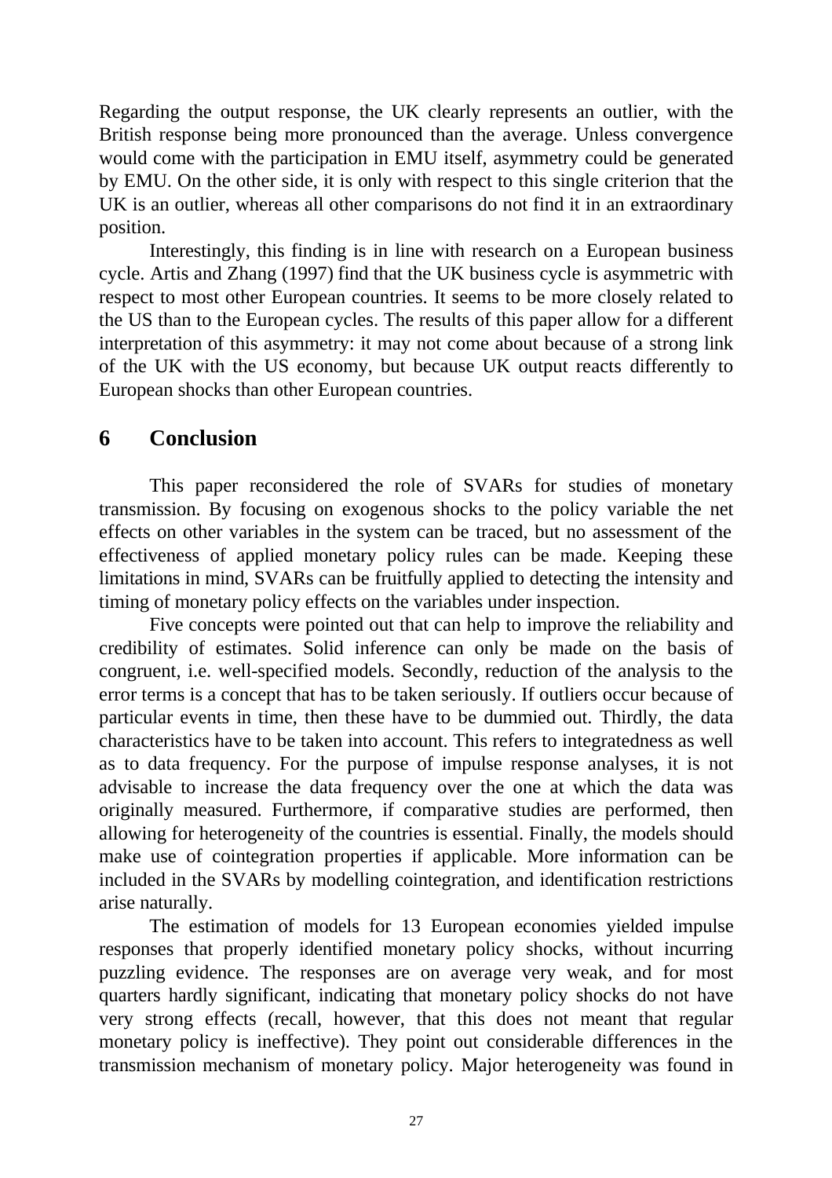Regarding the output response, the UK clearly represents an outlier, with the British response being more pronounced than the average. Unless convergence would come with the participation in EMU itself, asymmetry could be generated by EMU. On the other side, it is only with respect to this single criterion that the UK is an outlier, whereas all other comparisons do not find it in an extraordinary position.

Interestingly, this finding is in line with research on a European business cycle. Artis and Zhang (1997) find that the UK business cycle is asymmetric with respect to most other European countries. It seems to be more closely related to the US than to the European cycles. The results of this paper allow for a different interpretation of this asymmetry: it may not come about because of a strong link of the UK with the US economy, but because UK output reacts differently to European shocks than other European countries.

# 6 Conclusion

This paper reconsidered the role of SVARs for studies of monetary transmission. By focusing on exogenous shocks to the policy variable the net effects on other variables in the system can be traced, but no assessment of the effectiveness of applied monetary policy rules can be made. Keeping these limitations in mind, SVARs can be fruitfully applied to detecting the intensity and timing of monetary policy effects on the variables under inspection.

Five concepts were pointed out that can help to improve the reliability and credibility of estimates. Solid inference can only be made on the basis of congruent, i.e. well-specified models. Secondly, reduction of the analysis to the error terms is a concept that has to be taken seriously. If outliers occur because of particular events in time, then these have to be dummied out. Thirdly, the data characteristics have to be taken into account. This refers to integratedness as well as to data frequency. For the purpose of impulse response analyses, it is not advisable to increase the data frequency over the one at which the data was originally measured. Furthermore, if comparative studies are performed, then allowing for heterogeneity of the countries is essential. Finally, the models should make use of cointegration properties if applicable. More information can be included in the SVARs by modelling cointegration, and identification restrictions arise naturally.

The estimation of models for 13 European economies yielded impulse responses that properly identified monetary policy shocks, without incurring puzzling evidence. The responses are on average very weak, and for most quarters hardly significant, indicating that monetary policy shocks do not have very strong effects (recall, however, that this does not meant that regular monetary policy is ineffective). They point out considerable differences in the transmission mechanism of monetary policy. Major heterogeneity was found in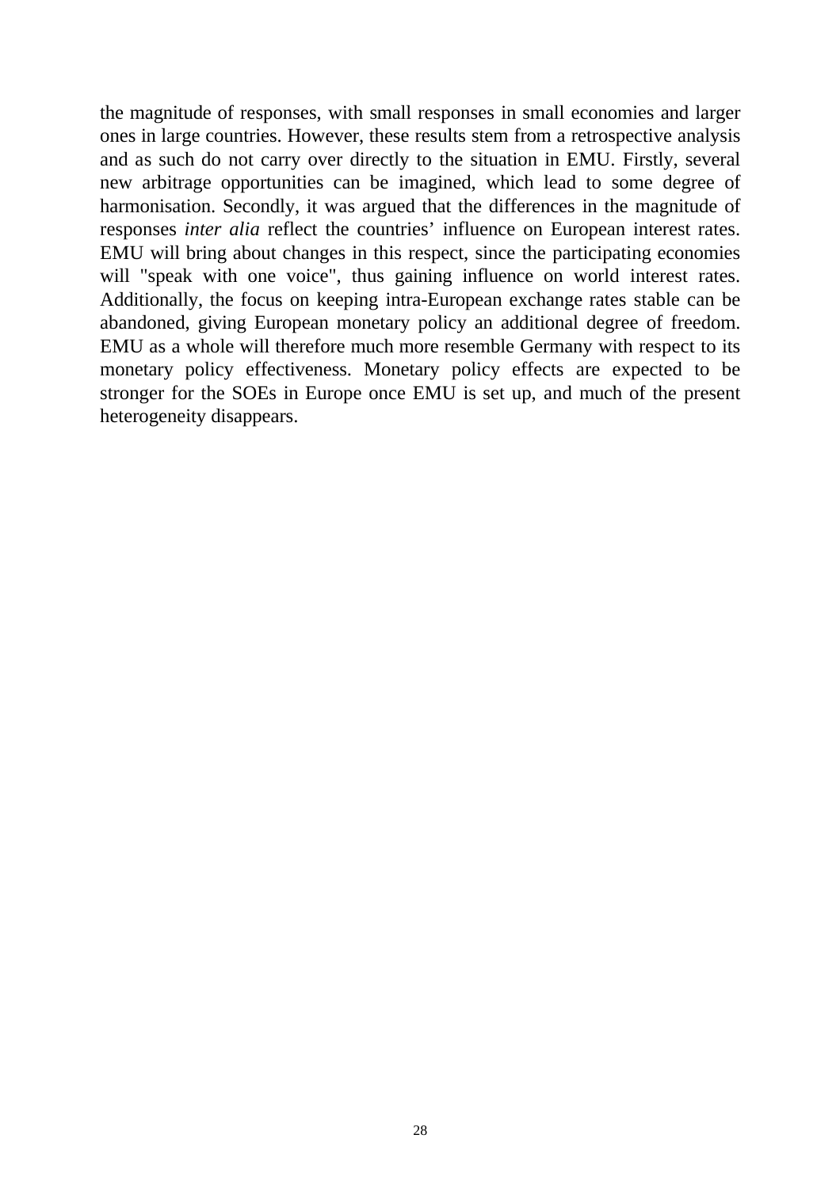the magnitude of responses, with small responses in small economies and larger ones in large countries. However, these results stem from a retrospective analysis and as such do not carry over directly to the situation in EMU. Firstly, several new arbitrage opportunities can be imagined, which lead to some degree of harmonisation. Secondly, it was argued that the differences in the magnitude of responses *inter alia* reflect the countries' influence on European interest rates. EMU will bring about changes in this respect, since the participating economies will "speak with one voice", thus gaining influence on world interest rates. Additionally, the focus on keeping intra-European exchange rates stable can be abandoned, giving European monetary policy an additional degree of freedom. EMU as a whole will therefore much more resemble Germany with respect to its monetary policy effectiveness. Monetary policy effects are expected to be stronger for the SOEs in Europe once EMU is set up, and much of the present heterogeneity disappears.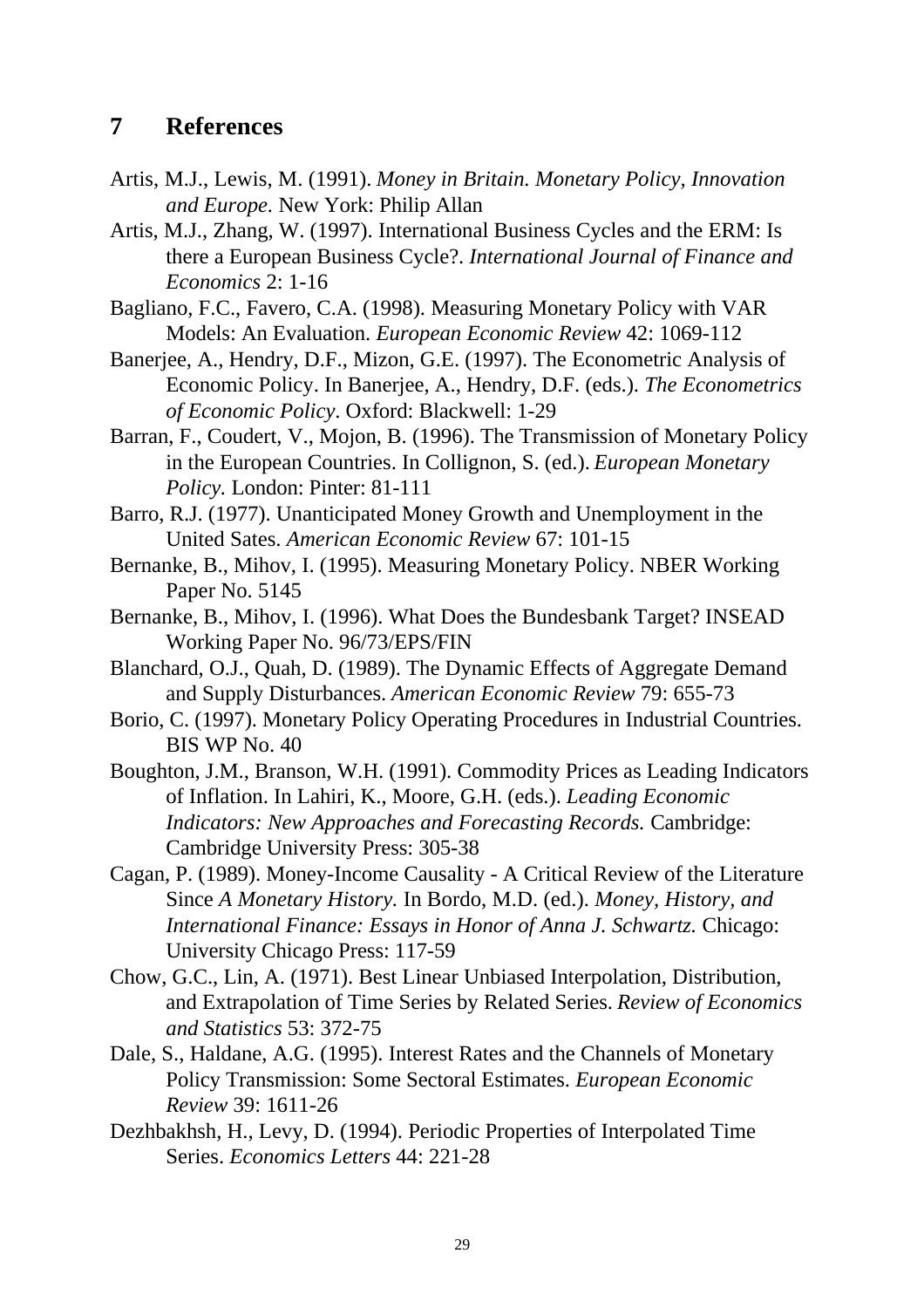## 7 References

Artis, M.J., Lewis, M. (1991). *Money in Britain. Monetary Policy, Innovation and Europe.* New York: Philip Allan

Artis, M.J., Zhang, W. (1997). International Business Cycles and the ERM: Is there a European Business Cycle?. *International Journal of Finance and Economics* 2: 1-16

Bagliano, F.C., Favero, C.A. (1998). Measuring Monetary Policy with VAR Models: An Evaluation. *European Economic Review* 42: 1069-112

Banerjee, A., Hendry, D.F., Mizon, G.E. (1997). The Econometric Analysis of Economic Policy. In Banerjee, A., Hendry, D.F. (eds.). *The Econometrics of Economic Policy*. Oxford: Blackwell: 1-29

Barran, F., Coudert, V., Mojon, B. (1996). The Transmission of Monetary Policy in the European Countries. In Collignon, S. (ed.). *European Monetary Policy.* London: Pinter: 81-111

Barro, R.J. (1977). Unanticipated Money Growth and Unemployment in the United Sates. *American Economic Review* 67: 101-15

Bernanke, B., Mihov, I. (1995). Measuring Monetary Policy. NBER Working Paper No. 5145

Bernanke, B., Mihov, I. (1996). What Does the Bundesbank Target? INSEAD Working Paper No. 96/73/EPS/FIN

Blanchard, O.J., Quah, D. (1989). The Dynamic Effects of Aggregate Demand and Supply Disturbances. *American Economic Review* 79: 655-73

Borio, C. (1997). Monetary Policy Operating Procedures in Industrial Countries. BIS WP No. 40

Boughton, J.M., Branson, W.H. (1991). Commodity Prices as Leading Indicators of Inflation. In Lahiri, K., Moore, G.H. (eds.). *Leading Economic Indicators: New Approaches and Forecasting Records.* Cambridge: Cambridge University Press: 305-38

Cagan, P. (1989). Money-Income Causality - A Critical Review of the Literature Since *A Monetary History.* In Bordo, M.D. (ed.). *Money, History, and International Finance: Essays in Honor of Anna J. Schwartz.* Chicago: University Chicago Press: 117-59

Chow, G.C., Lin, A. (1971). Best Linear Unbiased Interpolation, Distribution, and Extrapolation of Time Series by Related Series. *Review of Economics and Statistics* 53: 372-75

Dale, S., Haldane, A.G. (1995). Interest Rates and the Channels of Monetary Policy Transmission: Some Sectoral Estimates. *European Economic Review* 39: 1611-26

Dezhbakhsh, H., Levy, D. (1994). Periodic Properties of Interpolated Time Series. *Economics Letters* 44: 221-28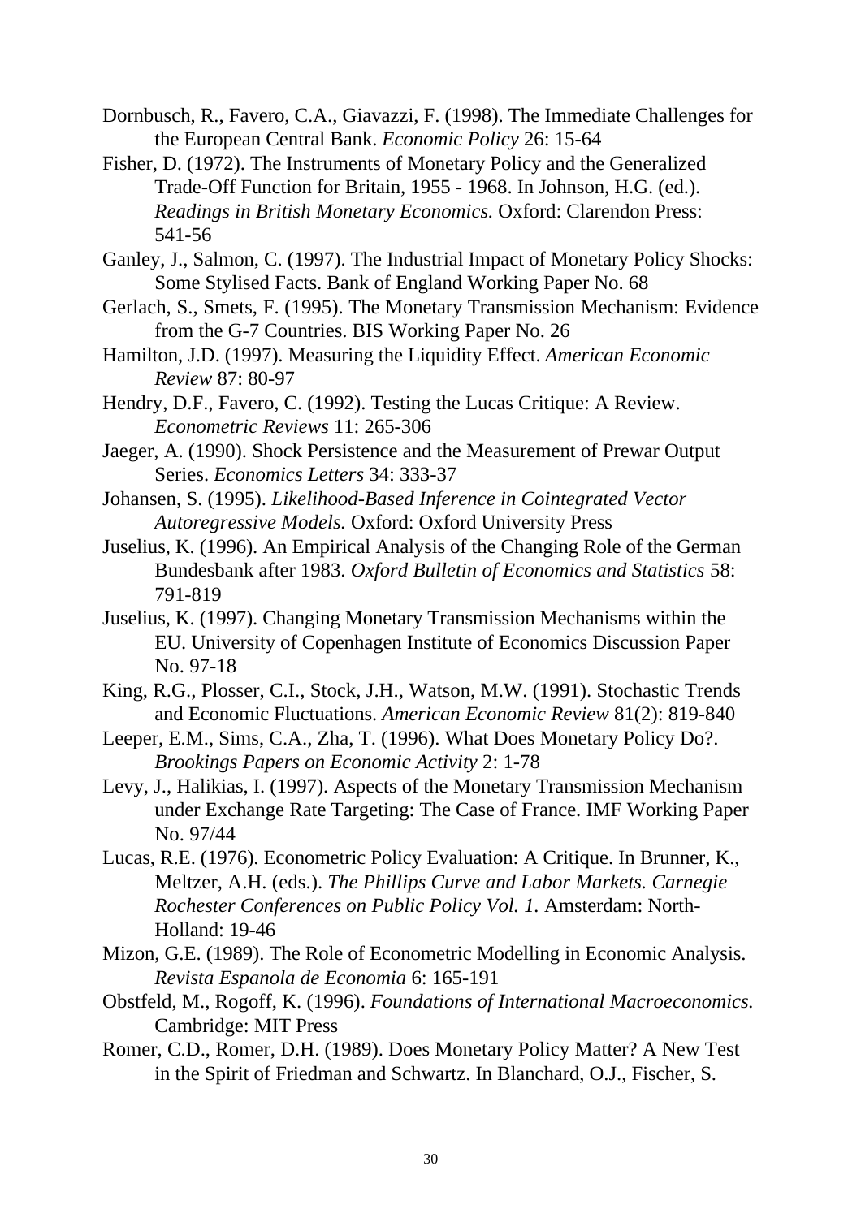Dornbusch, R., Favero, C.A., Giavazzi, F. (1998). The Immediate Challenges for the European Central Bank. *Economic Policy* 26: 15-64

Fisher, D. (1972). The Instruments of Monetary Policy and the Generalized Trade-Off Function for Britain, 1955 - 1968. In Johnson, H.G. (ed.). *Readings in British Monetary Economics.* Oxford: Clarendon Press: 541-56

Ganley, J., Salmon, C. (1997). The Industrial Impact of Monetary Policy Shocks: Some Stylised Facts. Bank of England Working Paper No. 68

Gerlach, S., Smets, F. (1995). The Monetary Transmission Mechanism: Evidence from the G-7 Countries. BIS Working Paper No. 26

Hamilton, J.D. (1997). Measuring the Liquidity Effect. *American Economic Review* 87: 80-97

Hendry, D.F., Favero, C. (1992). Testing the Lucas Critique: A Review. *Econometric Reviews* 11: 265-306

Jaeger, A. (1990). Shock Persistence and the Measurement of Prewar Output Series. *Economics Letters* 34: 333-37

Johansen, S. (1995). *Likelihood-Based Inference in Cointegrated Vector Autoregressive Models.* Oxford: Oxford University Press

Juselius, K. (1996). An Empirical Analysis of the Changing Role of the German Bundesbank after 1983. *Oxford Bulletin of Economics and Statistics* 58: 791-819

Juselius, K. (1997). Changing Monetary Transmission Mechanisms within the EU. University of Copenhagen Institute of Economics Discussion Paper No. 97-18

King, R.G., Plosser, C.I., Stock, J.H., Watson, M.W. (1991). Stochastic Trends and Economic Fluctuations. *American Economic Review* 81(2): 819-840

Leeper, E.M., Sims, C.A., Zha, T. (1996). What Does Monetary Policy Do?. *Brookings Papers on Economic Activity* 2: 1-78

Levy, J., Halikias, I. (1997). Aspects of the Monetary Transmission Mechanism under Exchange Rate Targeting: The Case of France. IMF Working Paper No. 97/44

Lucas, R.E. (1976). Econometric Policy Evaluation: A Critique. In Brunner, K., Meltzer, A.H. (eds.). *The Phillips Curve and Labor Markets. Carnegie Rochester Conferences on Public Policy Vol. 1.* Amsterdam: North-Holland: 19-46

Mizon, G.E. (1989). The Role of Econometric Modelling in Economic Analysis. *Revista Espanola de Economia* 6: 165-191

Obstfeld, M., Rogoff, K. (1996). *Foundations of International Macroeconomics.* Cambridge: MIT Press

Romer, C.D., Romer, D.H. (1989). Does Monetary Policy Matter? A New Test in the Spirit of Friedman and Schwartz. In Blanchard, O.J., Fischer, S.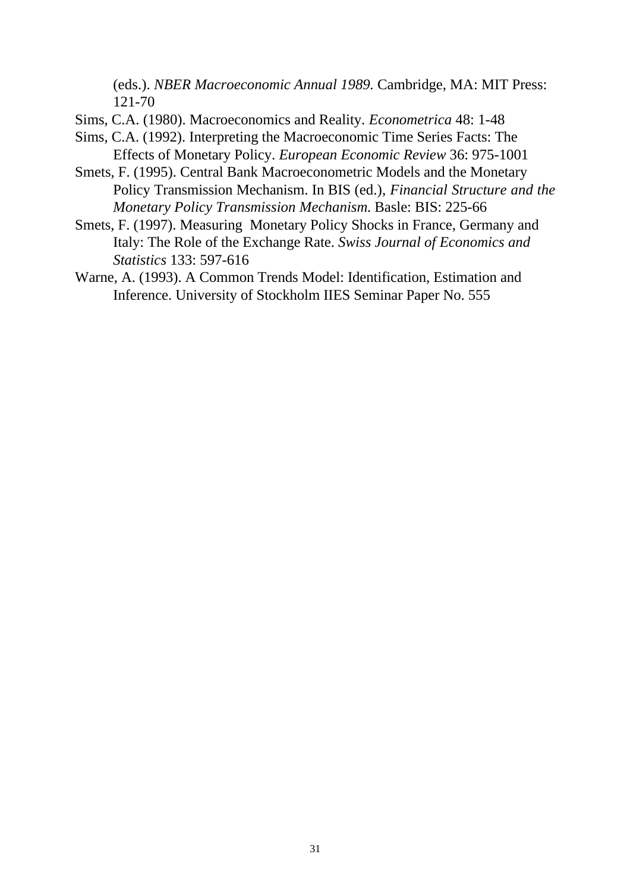(eds.). *NBER Macroeconomic Annual 1989.* Cambridge, MA: MIT Press: 121-70

Sims, C.A. (1980). Macroeconomics and Reality. *Econometrica* 48: 1-48

Sims, C.A. (1992). Interpreting the Macroeconomic Time Series Facts: The Effects of Monetary Policy. *European Economic Review* 36: 975-1001

Smets, F. (1995). Central Bank Macroeconometric Models and the Monetary Policy Transmission Mechanism. In BIS (ed.), *Financial Structure and the Monetary Policy Transmission Mechanism.* Basle: BIS: 225-66

Smets, F. (1997). Measuring Monetary Policy Shocks in France, Germany and Italy: The Role of the Exchange Rate. *Swiss Journal of Economics and Statistics* 133: 597-616

Warne, A. (1993). A Common Trends Model: Identification, Estimation and Inference. University of Stockholm IIES Seminar Paper No. 555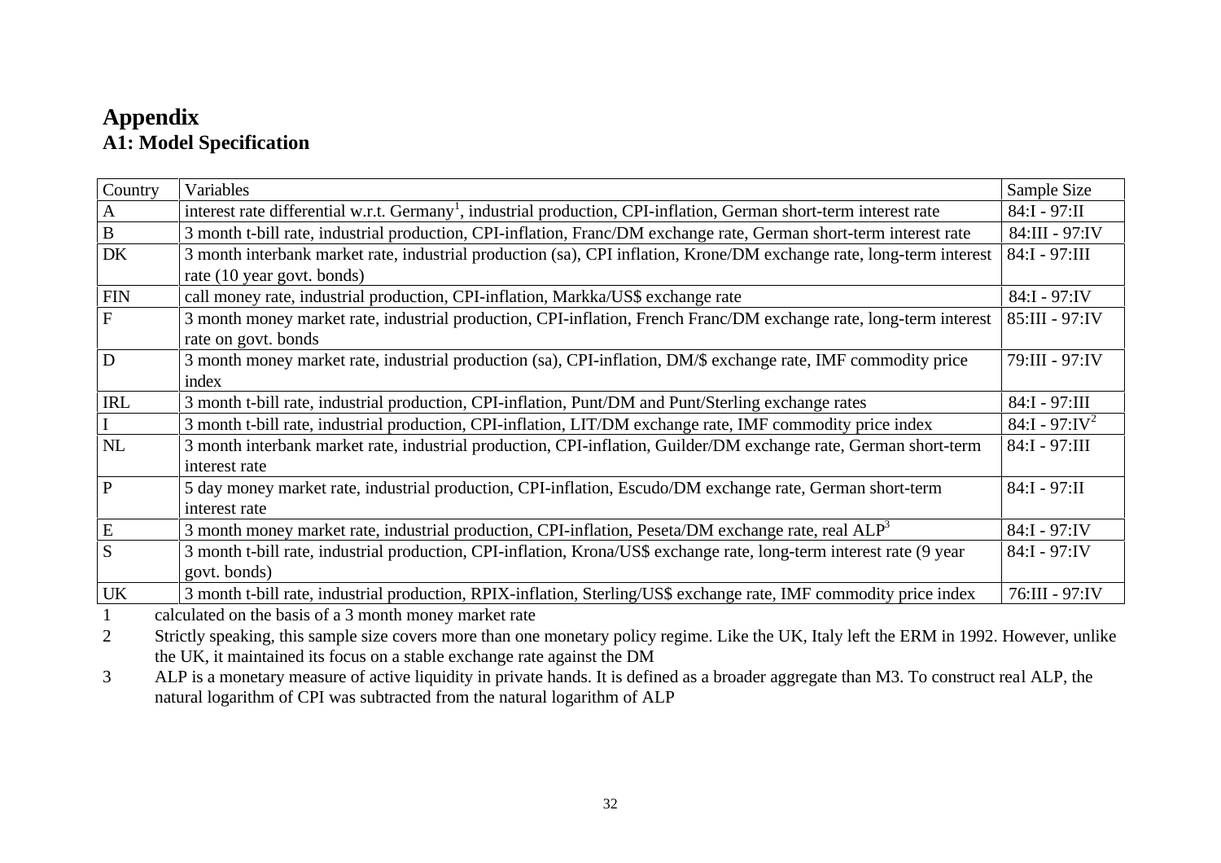# Appendix

## A1: Model Specification

| Country | Variables | Sample Size |
|---|---|---|
| A | interest rate differential w.r.t. Germany[1], industrial production, CPI-inflation, German short-term interest rate | 84:I - 97:II |
| B | 3 month t-bill rate, industrial production, CPI-inflation, Franc/DM exchange rate, German short-term interest rate | 84:III - 97:IV |
| DK | 3 month interbank market rate, industrial production (sa), CPI inflation, Krone/DM exchange rate, long-term interest rate (10 year govt. bonds) | 84:I - 97:III |
| FIN | call money rate, industrial production, CPI-inflation, Markka/US$ exchange rate | 84:I - 97:IV |
| F | 3 month money market rate, industrial production, CPI-inflation, French Franc/DM exchange rate, long-term interest rate on govt. bonds | 85:III - 97:IV |
| D | 3 month money market rate, industrial production (sa), CPI-inflation, DM/$ exchange rate, IMF commodity price index | 79:III - 97:IV |
| IRL | 3 month t-bill rate, industrial production, CPI-inflation, Punt/DM and Punt/Sterling exchange rates | 84:I - 97:III |
| I | 3 month t-bill rate, industrial production, CPI-inflation, LIT/DM exchange rate, IMF commodity price index | 84:I - 97:IV[2] |
| NL | 3 month interbank market rate, industrial production, CPI-inflation, Guilder/DM exchange rate, German short-term interest rate | 84:I - 97:III |
| P | 5 day money market rate, industrial production, CPI-inflation, Escudo/DM exchange rate, German short-term interest rate | 84:I - 97:II |
| E | 3 month money market rate, industrial production, CPI-inflation, Peseta/DM exchange rate, real ALP[3] | 84:I - 97:IV |
| S | 3 month t-bill rate, industrial production, CPI-inflation, Krona/US$ exchange rate, long-term interest rate (9 year govt. bonds) | 84:I - 97:IV |
| UK | 3 month t-bill rate, industrial production, RPIX-inflation, Sterling/US$ exchange rate, IMF commodity price index | 76:III - 97:IV |

1 calculated on the basis of a 3 month money market rate

2 Strictly speaking, this sample size covers more than one monetary policy regime. Like the UK, Italy left the ERM in 1992. However, unlike the UK, it maintained its focus on a stable exchange rate against the DM

3 ALP is a monetary measure of active liquidity in private hands. It is defined as a broader aggregate than M3. To construct real ALP, the natural logarithm of CPI was subtracted from the natural logarithm of ALP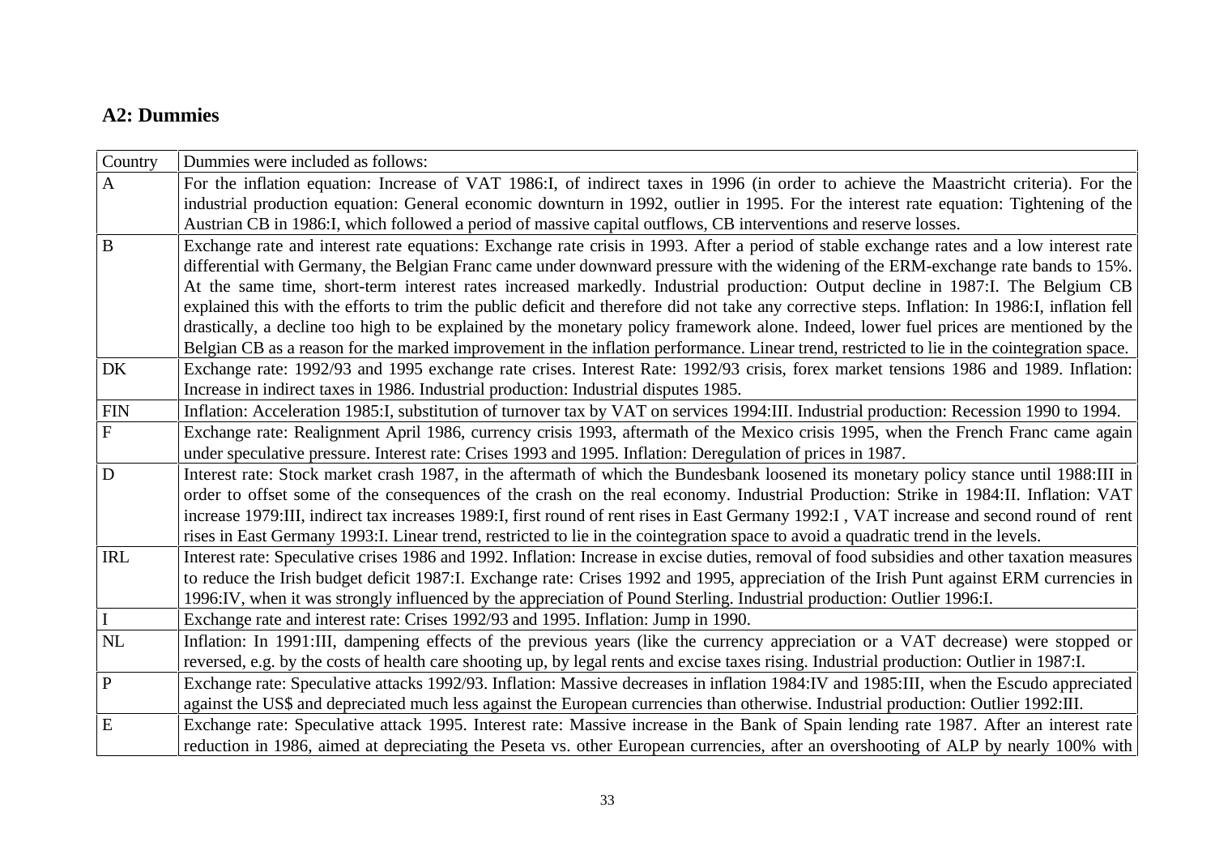## A2: Dummies

| Country | Dummies were included as follows: |
| --- | --- |
| A | For the inflation equation: Increase of VAT 1986:I, of indirect taxes in 1996 (in order to achieve the Maastricht criteria). For the industrial production equation: General economic downturn in 1992, outlier in 1995. For the interest rate equation: Tightening of the Austrian CB in 1986:I, which followed a period of massive capital outflows, CB interventions and reserve losses. |
| B | Exchange rate and interest rate equations: Exchange rate crisis in 1993. After a period of stable exchange rates and a low interest rate differential with Germany, the Belgian Franc came under downward pressure with the widening of the ERM-exchange rate bands to 15%. At the same time, short-term interest rates increased markedly. Industrial production: Output decline in 1987:I. The Belgium CB explained this with the efforts to trim the public deficit and therefore did not take any corrective steps. Inflation: In 1986:I, inflation fell drastically, a decline too high to be explained by the monetary policy framework alone. Indeed, lower fuel prices are mentioned by the Belgian CB as a reason for the marked improvement in the inflation performance. Linear trend, restricted to lie in the cointegration space. |
| DK | Exchange rate: 1992/93 and 1995 exchange rate crises. Interest Rate: 1992/93 crisis, forex market tensions 1986 and 1989. Inflation: Increase in indirect taxes in 1986. Industrial production: Industrial disputes 1985. |
| FIN | Inflation: Acceleration 1985:I, substitution of turnover tax by VAT on services 1994:III. Industrial production: Recession 1990 to 1994. |
| F | Exchange rate: Realignment April 1986, currency crisis 1993, aftermath of the Mexico crisis 1995, when the French Franc came again under speculative pressure. Interest rate: Crises 1993 and 1995. Inflation: Deregulation of prices in 1987. |
| D | Interest rate: Stock market crash 1987, in the aftermath of which the Bundesbank loosened its monetary policy stance until 1988:III in order to offset some of the consequences of the crash on the real economy. Industrial Production: Strike in 1984:II. Inflation: VAT increase 1979:III, indirect tax increases 1989:I, first round of rent rises in East Germany 1992:I , VAT increase and second round of rent rises in East Germany 1993:I. Linear trend, restricted to lie in the cointegration space to avoid a quadratic trend in the levels. |
| IRL | Interest rate: Speculative crises 1986 and 1992. Inflation: Increase in excise duties, removal of food subsidies and other taxation measures to reduce the Irish budget deficit 1987:I. Exchange rate: Crises 1992 and 1995, appreciation of the Irish Punt against ERM currencies in 1996:IV, when it was strongly influenced by the appreciation of Pound Sterling. Industrial production: Outlier 1996:I. |
| I | Exchange rate and interest rate: Crises 1992/93 and 1995. Inflation: Jump in 1990. |
| NL | Inflation: In 1991:III, dampening effects of the previous years (like the currency appreciation or a VAT decrease) were stopped or reversed, e.g. by the costs of health care shooting up, by legal rents and excise taxes rising. Industrial production: Outlier in 1987:I. |
| P | Exchange rate: Speculative attacks 1992/93. Inflation: Massive decreases in inflation 1984:IV and 1985:III, when the Escudo appreciated against the US$ and depreciated much less against the European currencies than otherwise. Industrial production: Outlier 1992:III. |
| E | Exchange rate: Speculative attack 1995. Interest rate: Massive increase in the Bank of Spain lending rate 1987. After an interest rate reduction in 1986, aimed at depreciating the Peseta vs. other European currencies, after an overshooting of ALP by nearly 100% with |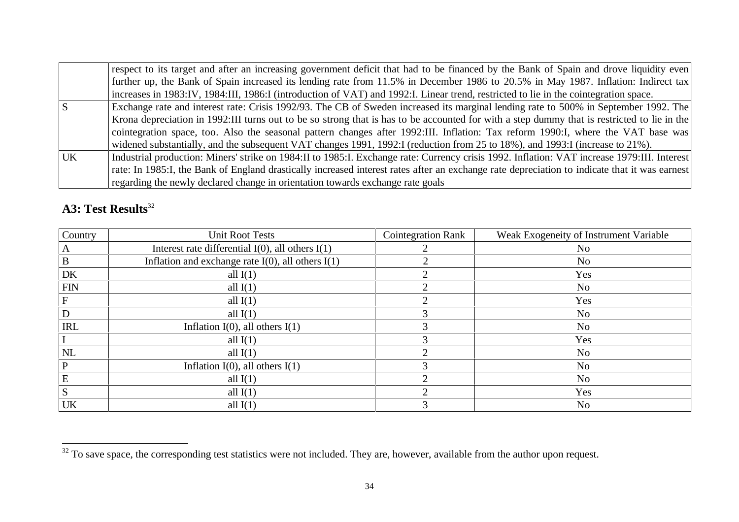| | |
|---|---|
| | respect to its target and after an increasing government deficit that had to be financed by the Bank of Spain and drove liquidity even further up, the Bank of Spain increased its lending rate from 11.5% in December 1986 to 20.5% in May 1987. Inflation: Indirect tax increases in 1983:IV, 1984:III, 1986:I (introduction of VAT) and 1992:I. Linear trend, restricted to lie in the cointegration space. |
| S | Exchange rate and interest rate: Crisis 1992/93. The CB of Sweden increased its marginal lending rate to 500% in September 1992. The Krona depreciation in 1992:III turns out to be so strong that is has to be accounted for with a step dummy that is restricted to lie in the cointegration space, too. Also the seasonal pattern changes after 1992:III. Inflation: Tax reform 1990:I, where the VAT base was widened substantially, and the subsequent VAT changes 1991, 1992:I (reduction from 25 to 18%), and 1993:I (increase to 21%). |
| UK | Industrial production: Miners' strike on 1984:II to 1985:I. Exchange rate: Currency crisis 1992. Inflation: VAT increase 1979:III. Interest rate: In 1985:I, the Bank of England drastically increased interest rates after an exchange rate depreciation to indicate that it was earnest regarding the newly declared change in orientation towards exchange rate goals |

## A3: Test Results[32]

| Country | Unit Root Tests | Cointegration Rank | Weak Exogeneity of Instrument Variable |
|---|---|---|---|
| A | Interest rate differential I(0), all others I(1) | 2 | No |
| B | Inflation and exchange rate I(0), all others I(1) | 2 | No |
| DK | all I(1) | 2 | Yes |
| FIN | all I(1) | 2 | No |
| F | all I(1) | 2 | Yes |
| D | all I(1) | 3 | No |
| IRL | Inflation I(0), all others I(1) | 3 | No |
| I | all I(1) | 3 | Yes |
| NL | all I(1) | 2 | No |
| P | Inflation I(0), all others I(1) | 3 | No |
| E | all I(1) | 2 | No |
| S | all I(1) | 2 | Yes |
| UK | all I(1) | 3 | No |

[32] To save space, the corresponding test statistics were not included. They are, however, available from the author upon request.